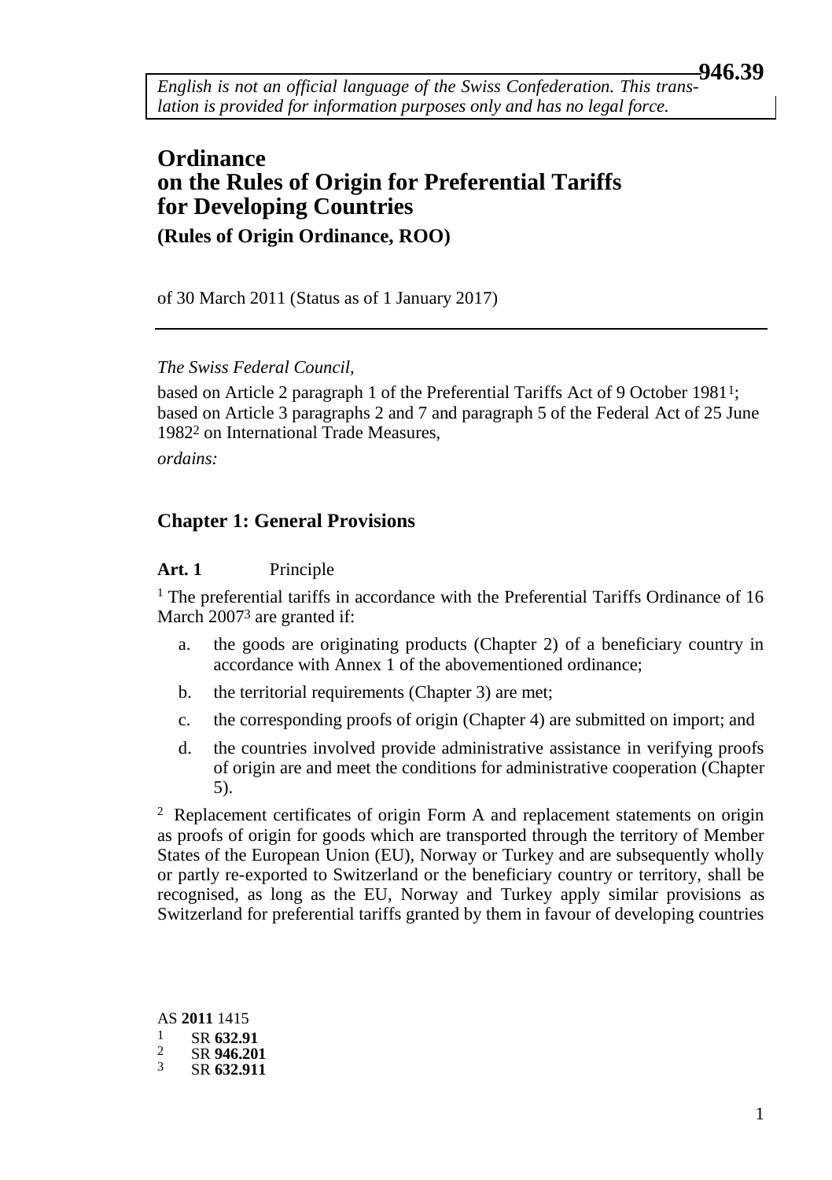*English is not an official language of the Swiss Confederation. This translation is provided for information purposes only and has no legal force.*

946.39

# Ordinance on the Rules of Origin for Preferential Tariffs for Developing Countries

**(Rules of Origin Ordinance, ROO)**

of 30 March 2011 (Status as of 1 January 2017)

---

*The Swiss Federal Council,*

based on Article 2 paragraph 1 of the Preferential Tariffs Act of 9 October 1981[1]; based on Article 3 paragraphs 2 and 7 and paragraph 5 of the Federal Act of 25 June 1982[2] on International Trade Measures,

*ordains:*

## Chapter 1: General Provisions

**Art. 1** Principle

[1] The preferential tariffs in accordance with the Preferential Tariffs Ordinance of 16 March 2007[3] are granted if:

a. the goods are originating products (Chapter 2) of a beneficiary country in accordance with Annex 1 of the abovementioned ordinance;

b. the territorial requirements (Chapter 3) are met;

c. the corresponding proofs of origin (Chapter 4) are submitted on import; and

d. the countries involved provide administrative assistance in verifying proofs of origin are and meet the conditions for administrative cooperation (Chapter 5).

[2] Replacement certificates of origin Form A and replacement statements on origin as proofs of origin for goods which are transported through the territory of Member States of the European Union (EU), Norway or Turkey and are subsequently wholly or partly re-exported to Switzerland or the beneficiary country or territory, shall be recognised, as long as the EU, Norway and Turkey apply similar provisions as Switzerland for preferential tariffs granted by them in favour of developing countries

AS **2011** 1415

1 SR **632.91**

2 SR **946.201**

3 SR **632.911**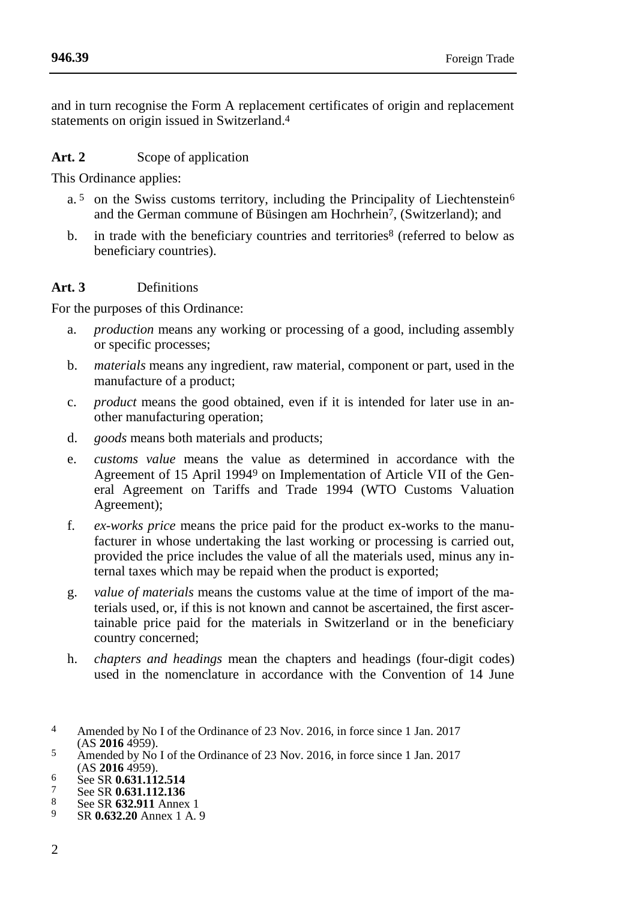and in turn recognise the Form A replacement certificates of origin and replacement statements on origin issued in Switzerland.[4]

**Art. 2** Scope of application

This Ordinance applies:

a.[5] on the Swiss customs territory, including the Principality of Liechtenstein[6] and the German commune of Büsingen am Hochrhein[7], (Switzerland); and

b. in trade with the beneficiary countries and territories[8] (referred to below as beneficiary countries).

**Art. 3** Definitions

For the purposes of this Ordinance:

a. *production* means any working or processing of a good, including assembly or specific processes;

b. *materials* means any ingredient, raw material, component or part, used in the manufacture of a product;

c. *product* means the good obtained, even if it is intended for later use in another manufacturing operation;

d. *goods* means both materials and products;

e. *customs value* means the value as determined in accordance with the Agreement of 15 April 1994[9] on Implementation of Article VII of the General Agreement on Tariffs and Trade 1994 (WTO Customs Valuation Agreement);

f. *ex-works price* means the price paid for the product ex-works to the manufacturer in whose undertaking the last working or processing is carried out, provided the price includes the value of all the materials used, minus any internal taxes which may be repaid when the product is exported;

g. *value of materials* means the customs value at the time of import of the materials used, or, if this is not known and cannot be ascertained, the first ascertainable price paid for the materials in Switzerland or in the beneficiary country concerned;

h. *chapters and headings* mean the chapters and headings (four-digit codes) used in the nomenclature in accordance with the Convention of 14 June

---

[4] Amended by No I of the Ordinance of 23 Nov. 2016, in force since 1 Jan. 2017 (AS **2016** 4959).

[5] Amended by No I of the Ordinance of 23 Nov. 2016, in force since 1 Jan. 2017 (AS **2016** 4959).

[6] See SR **0.631.112.514**

[7] See SR **0.631.112.136**

[8] See SR **632.911** Annex 1

[9] SR **0.632.20** Annex 1 A. 9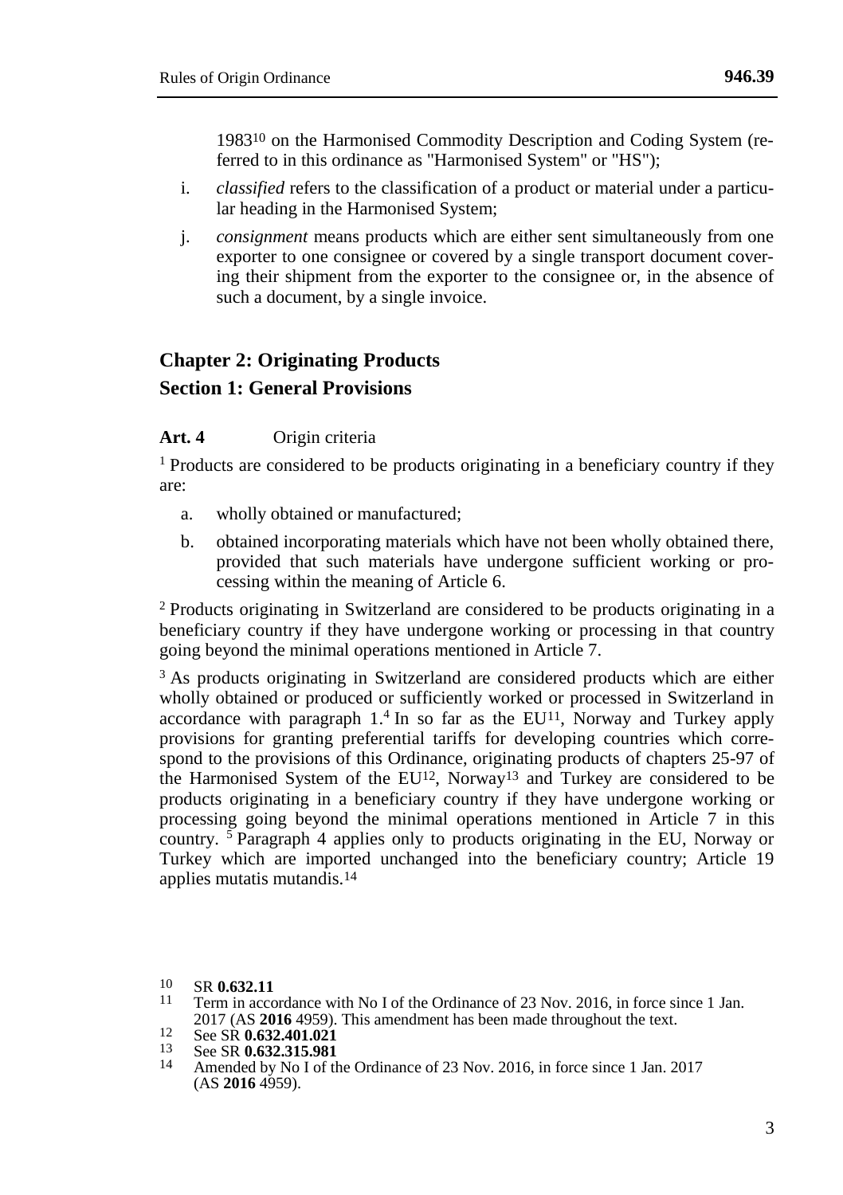1983[10] on the Harmonised Commodity Description and Coding System (referred to in this ordinance as "Harmonised System" or "HS");

i. *classified* refers to the classification of a product or material under a particular heading in the Harmonised System;

j. *consignment* means products which are either sent simultaneously from one exporter to one consignee or covered by a single transport document covering their shipment from the exporter to the consignee or, in the absence of such a document, by a single invoice.

## Chapter 2: Originating Products

## Section 1: General Provisions

**Art. 4** Origin criteria

[1] Products are considered to be products originating in a beneficiary country if they are:

a. wholly obtained or manufactured;

b. obtained incorporating materials which have not been wholly obtained there, provided that such materials have undergone sufficient working or processing within the meaning of Article 6.

[2] Products originating in Switzerland are considered to be products originating in a beneficiary country if they have undergone working or processing in that country going beyond the minimal operations mentioned in Article 7.

[3] As products originating in Switzerland are considered products which are either wholly obtained or produced or sufficiently worked or processed in Switzerland in accordance with paragraph 1.[4] In so far as the EU[11], Norway and Turkey apply provisions for granting preferential tariffs for developing countries which correspond to the provisions of this Ordinance, originating products of chapters 25-97 of the Harmonised System of the EU[12], Norway[13] and Turkey are considered to be products originating in a beneficiary country if they have undergone working or processing going beyond the minimal operations mentioned in Article 7 in this country. [5] Paragraph 4 applies only to products originating in the EU, Norway or Turkey which are imported unchanged into the beneficiary country; Article 19 applies mutatis mutandis.[14]

---

[10] SR **0.632.11**

[11] Term in accordance with No I of the Ordinance of 23 Nov. 2016, in force since 1 Jan. 2017 (AS **2016** 4959). This amendment has been made throughout the text.

[12] See SR **0.632.401.021**

[13] See SR **0.632.315.981**

[14] Amended by No I of the Ordinance of 23 Nov. 2016, in force since 1 Jan. 2017 (AS **2016** 4959).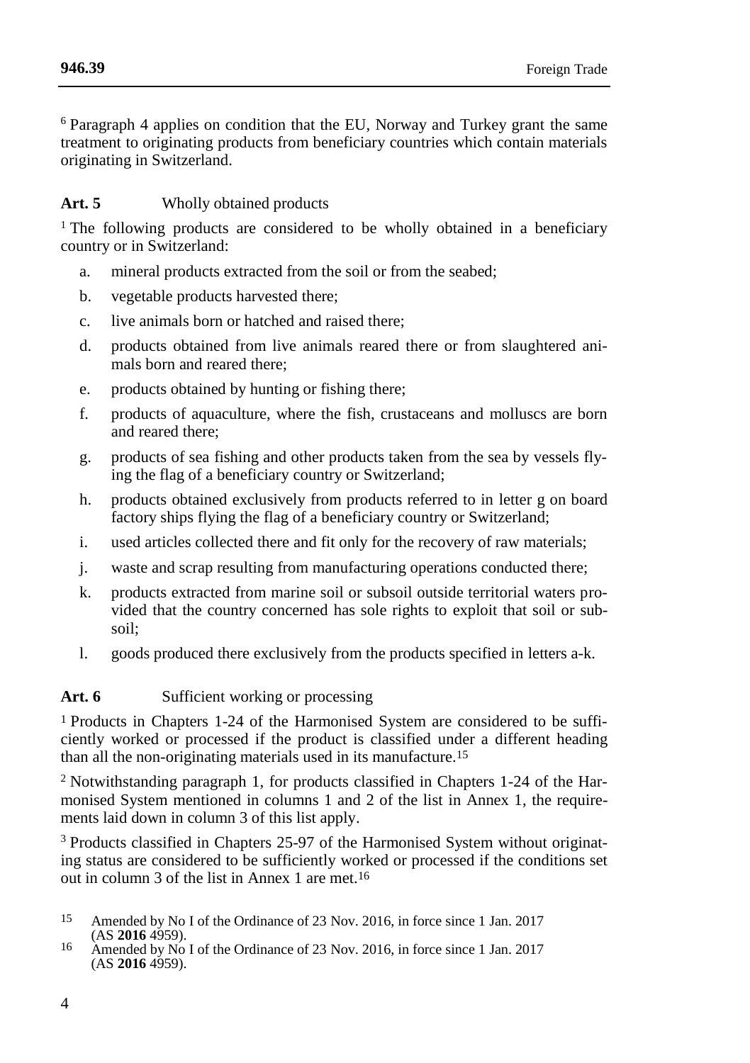[6] Paragraph 4 applies on condition that the EU, Norway and Turkey grant the same treatment to originating products from beneficiary countries which contain materials originating in Switzerland.

### Art. 5 Wholly obtained products

[1] The following products are considered to be wholly obtained in a beneficiary country or in Switzerland:

a. mineral products extracted from the soil or from the seabed;

b. vegetable products harvested there;

c. live animals born or hatched and raised there;

d. products obtained from live animals reared there or from slaughtered animals born and reared there;

e. products obtained by hunting or fishing there;

f. products of aquaculture, where the fish, crustaceans and molluscs are born and reared there;

g. products of sea fishing and other products taken from the sea by vessels flying the flag of a beneficiary country or Switzerland;

h. products obtained exclusively from products referred to in letter g on board factory ships flying the flag of a beneficiary country or Switzerland;

i. used articles collected there and fit only for the recovery of raw materials;

j. waste and scrap resulting from manufacturing operations conducted there;

k. products extracted from marine soil or subsoil outside territorial waters provided that the country concerned has sole rights to exploit that soil or subsoil;

l. goods produced there exclusively from the products specified in letters a-k.

### Art. 6 Sufficient working or processing

[1] Products in Chapters 1-24 of the Harmonised System are considered to be sufficiently worked or processed if the product is classified under a different heading than all the non-originating materials used in its manufacture.[15]

[2] Notwithstanding paragraph 1, for products classified in Chapters 1-24 of the Harmonised System mentioned in columns 1 and 2 of the list in Annex 1, the requirements laid down in column 3 of this list apply.

[3] Products classified in Chapters 25-97 of the Harmonised System without originating status are considered to be sufficiently worked or processed if the conditions set out in column 3 of the list in Annex 1 are met.[16]

---

15 Amended by No I of the Ordinance of 23 Nov. 2016, in force since 1 Jan. 2017 (AS **2016** 4959).

16 Amended by No I of the Ordinance of 23 Nov. 2016, in force since 1 Jan. 2017 (AS **2016** 4959).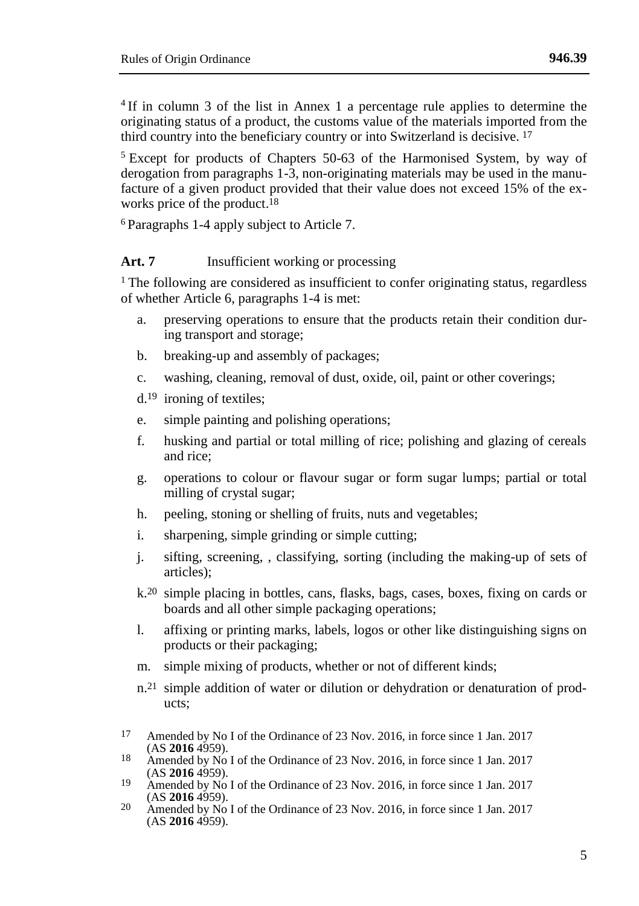[4] If in column 3 of the list in Annex 1 a percentage rule applies to determine the originating status of a product, the customs value of the materials imported from the third country into the beneficiary country or into Switzerland is decisive. [17]

[5] Except for products of Chapters 50-63 of the Harmonised System, by way of derogation from paragraphs 1-3, non-originating materials may be used in the manufacture of a given product provided that their value does not exceed 15% of the ex-works price of the product.[18]

[6] Paragraphs 1-4 apply subject to Article 7.

**Art. 7** Insufficient working or processing

[1] The following are considered as insufficient to confer originating status, regardless of whether Article 6, paragraphs 1-4 is met:

a. preserving operations to ensure that the products retain their condition during transport and storage;

b. breaking-up and assembly of packages;

c. washing, cleaning, removal of dust, oxide, oil, paint or other coverings;

d.[19] ironing of textiles;

e. simple painting and polishing operations;

f. husking and partial or total milling of rice; polishing and glazing of cereals and rice;

g. operations to colour or flavour sugar or form sugar lumps; partial or total milling of crystal sugar;

h. peeling, stoning or shelling of fruits, nuts and vegetables;

i. sharpening, simple grinding or simple cutting;

j. sifting, screening, , classifying, sorting (including the making-up of sets of articles);

k.[20] simple placing in bottles, cans, flasks, bags, cases, boxes, fixing on cards or boards and all other simple packaging operations;

l. affixing or printing marks, labels, logos or other like distinguishing signs on products or their packaging;

m. simple mixing of products, whether or not of different kinds;

n.[21] simple addition of water or dilution or dehydration or denaturation of products;

---

[17] Amended by No I of the Ordinance of 23 Nov. 2016, in force since 1 Jan. 2017 (AS **2016** 4959).

[18] Amended by No I of the Ordinance of 23 Nov. 2016, in force since 1 Jan. 2017 (AS **2016** 4959).

[19] Amended by No I of the Ordinance of 23 Nov. 2016, in force since 1 Jan. 2017 (AS **2016** 4959).

[20] Amended by No I of the Ordinance of 23 Nov. 2016, in force since 1 Jan. 2017 (AS **2016** 4959).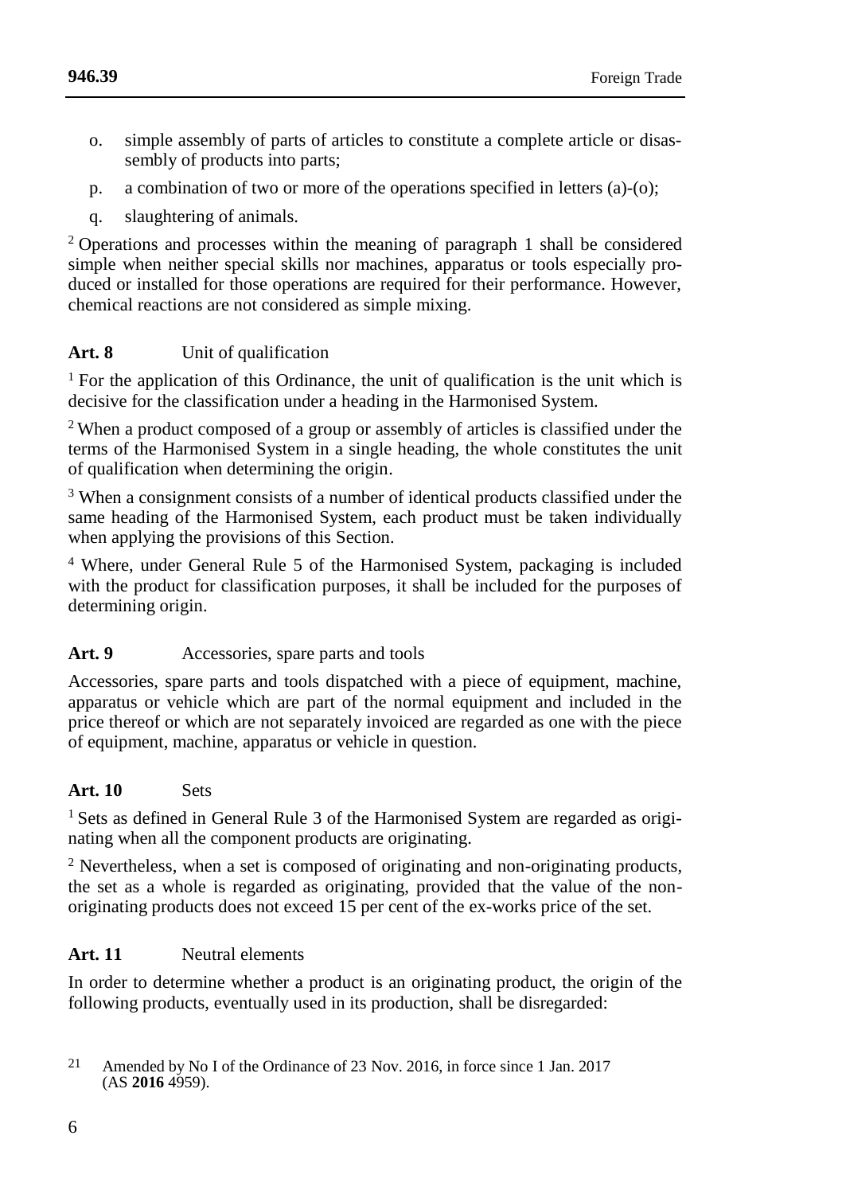o. simple assembly of parts of articles to constitute a complete article or disassembly of products into parts;

p. a combination of two or more of the operations specified in letters (a)-(o);

q. slaughtering of animals.

[2] Operations and processes within the meaning of paragraph 1 shall be considered simple when neither special skills nor machines, apparatus or tools especially produced or installed for those operations are required for their performance. However, chemical reactions are not considered as simple mixing.

### Art. 8 Unit of qualification

[1] For the application of this Ordinance, the unit of qualification is the unit which is decisive for the classification under a heading in the Harmonised System.

[2] When a product composed of a group or assembly of articles is classified under the terms of the Harmonised System in a single heading, the whole constitutes the unit of qualification when determining the origin.

[3] When a consignment consists of a number of identical products classified under the same heading of the Harmonised System, each product must be taken individually when applying the provisions of this Section.

[4] Where, under General Rule 5 of the Harmonised System, packaging is included with the product for classification purposes, it shall be included for the purposes of determining origin.

### Art. 9 Accessories, spare parts and tools

Accessories, spare parts and tools dispatched with a piece of equipment, machine, apparatus or vehicle which are part of the normal equipment and included in the price thereof or which are not separately invoiced are regarded as one with the piece of equipment, machine, apparatus or vehicle in question.

### Art. 10 Sets

[1] Sets as defined in General Rule 3 of the Harmonised System are regarded as originating when all the component products are originating.

[2] Nevertheless, when a set is composed of originating and non-originating products, the set as a whole is regarded as originating, provided that the value of the non-originating products does not exceed 15 per cent of the ex-works price of the set.

### Art. 11 Neutral elements

In order to determine whether a product is an originating product, the origin of the following products, eventually used in its production, shall be disregarded:

[21] Amended by No I of the Ordinance of 23 Nov. 2016, in force since 1 Jan. 2017 (AS **2016** 4959).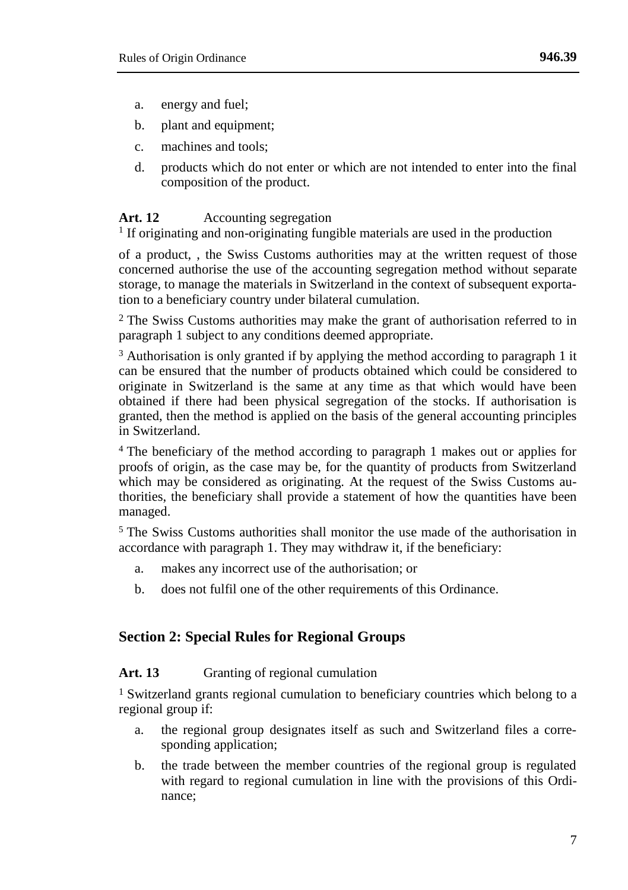a. energy and fuel;
b. plant and equipment;
c. machines and tools;
d. products which do not enter or which are not intended to enter into the final composition of the product.

**Art. 12** Accounting segregation

[1] If originating and non-originating fungible materials are used in the production of a product, , the Swiss Customs authorities may at the written request of those concerned authorise the use of the accounting segregation method without separate storage, to manage the materials in Switzerland in the context of subsequent exportation to a beneficiary country under bilateral cumulation.

[2] The Swiss Customs authorities may make the grant of authorisation referred to in paragraph 1 subject to any conditions deemed appropriate.

[3] Authorisation is only granted if by applying the method according to paragraph 1 it can be ensured that the number of products obtained which could be considered to originate in Switzerland is the same at any time as that which would have been obtained if there had been physical segregation of the stocks. If authorisation is granted, then the method is applied on the basis of the general accounting principles in Switzerland.

[4] The beneficiary of the method according to paragraph 1 makes out or applies for proofs of origin, as the case may be, for the quantity of products from Switzerland which may be considered as originating. At the request of the Swiss Customs authorities, the beneficiary shall provide a statement of how the quantities have been managed.

[5] The Swiss Customs authorities shall monitor the use made of the authorisation in accordance with paragraph 1. They may withdraw it, if the beneficiary:

a. makes any incorrect use of the authorisation; or
b. does not fulfil one of the other requirements of this Ordinance.

## Section 2: Special Rules for Regional Groups

**Art. 13** Granting of regional cumulation

[1] Switzerland grants regional cumulation to beneficiary countries which belong to a regional group if:

a. the regional group designates itself as such and Switzerland files a corresponding application;
b. the trade between the member countries of the regional group is regulated with regard to regional cumulation in line with the provisions of this Ordinance;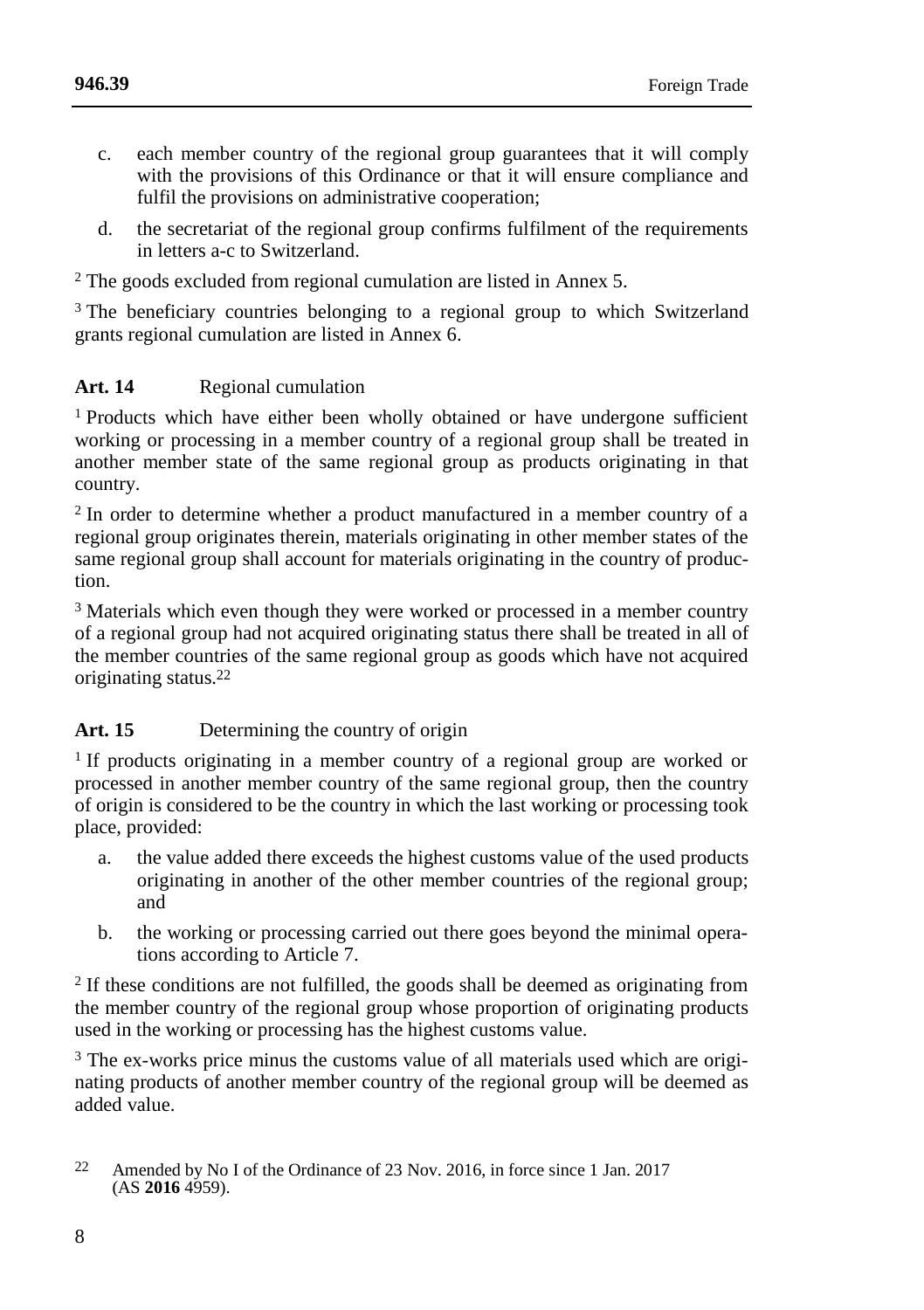c. each member country of the regional group guarantees that it will comply with the provisions of this Ordinance or that it will ensure compliance and fulfil the provisions on administrative cooperation;

d. the secretariat of the regional group confirms fulfilment of the requirements in letters a-c to Switzerland.

[2] The goods excluded from regional cumulation are listed in Annex 5.

[3] The beneficiary countries belonging to a regional group to which Switzerland grants regional cumulation are listed in Annex 6.

### Art. 14 Regional cumulation

[1] Products which have either been wholly obtained or have undergone sufficient working or processing in a member country of a regional group shall be treated in another member state of the same regional group as products originating in that country.

[2] In order to determine whether a product manufactured in a member country of a regional group originates therein, materials originating in other member states of the same regional group shall account for materials originating in the country of production.

[3] Materials which even though they were worked or processed in a member country of a regional group had not acquired originating status there shall be treated in all of the member countries of the same regional group as goods which have not acquired originating status.[22]

### Art. 15 Determining the country of origin

[1] If products originating in a member country of a regional group are worked or processed in another member country of the same regional group, then the country of origin is considered to be the country in which the last working or processing took place, provided:

a. the value added there exceeds the highest customs value of the used products originating in another of the other member countries of the regional group; and

b. the working or processing carried out there goes beyond the minimal operations according to Article 7.

[2] If these conditions are not fulfilled, the goods shall be deemed as originating from the member country of the regional group whose proportion of originating products used in the working or processing has the highest customs value.

[3] The ex-works price minus the customs value of all materials used which are originating products of another member country of the regional group will be deemed as added value.

[22] Amended by No I of the Ordinance of 23 Nov. 2016, in force since 1 Jan. 2017 (AS **2016** 4959).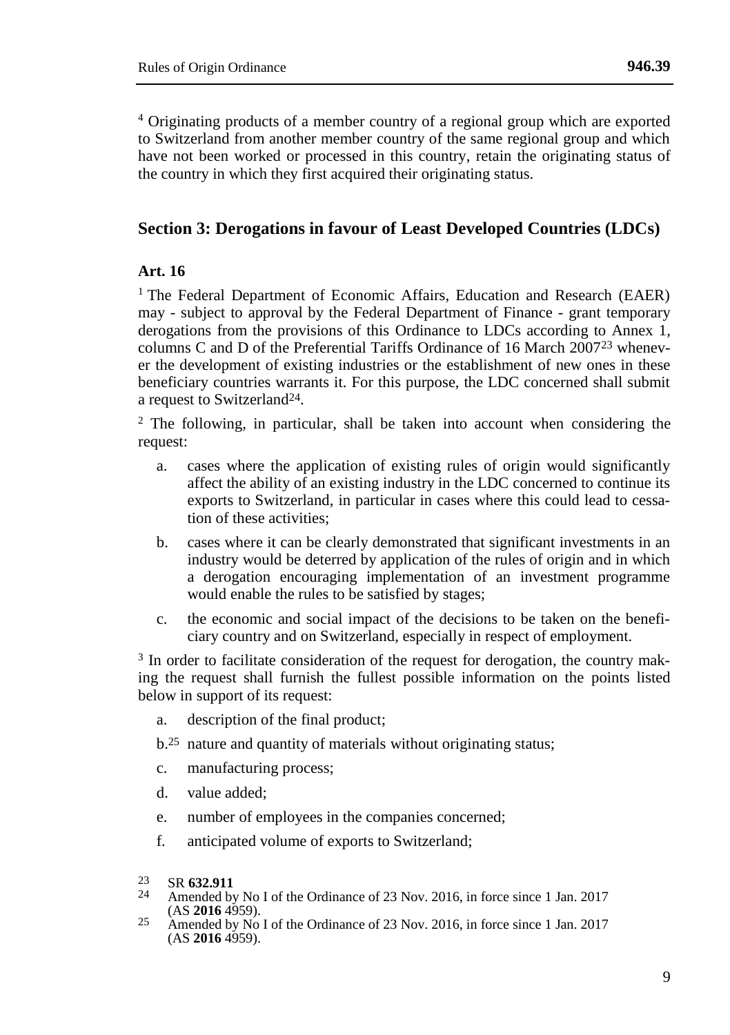[4] Originating products of a member country of a regional group which are exported to Switzerland from another member country of the same regional group and which have not been worked or processed in this country, retain the originating status of the country in which they first acquired their originating status.

## Section 3: Derogations in favour of Least Developed Countries (LDCs)

### Art. 16

[1] The Federal Department of Economic Affairs, Education and Research (EAER) may - subject to approval by the Federal Department of Finance - grant temporary derogations from the provisions of this Ordinance to LDCs according to Annex 1, columns C and D of the Preferential Tariffs Ordinance of 16 March 2007[23] whenever the development of existing industries or the establishment of new ones in these beneficiary countries warrants it. For this purpose, the LDC concerned shall submit a request to Switzerland[24].

[2] The following, in particular, shall be taken into account when considering the request:

a. cases where the application of existing rules of origin would significantly affect the ability of an existing industry in the LDC concerned to continue its exports to Switzerland, in particular in cases where this could lead to cessation of these activities;

b. cases where it can be clearly demonstrated that significant investments in an industry would be deterred by application of the rules of origin and in which a derogation encouraging implementation of an investment programme would enable the rules to be satisfied by stages;

c. the economic and social impact of the decisions to be taken on the beneficiary country and on Switzerland, especially in respect of employment.

[3] In order to facilitate consideration of the request for derogation, the country making the request shall furnish the fullest possible information on the points listed below in support of its request:

a. description of the final product;

b.[25] nature and quantity of materials without originating status;

c. manufacturing process;

d. value added;

e. number of employees in the companies concerned;

f. anticipated volume of exports to Switzerland;

---

[23] SR **632.911**

[24] Amended by No I of the Ordinance of 23 Nov. 2016, in force since 1 Jan. 2017 (AS **2016** 4959).

[25] Amended by No I of the Ordinance of 23 Nov. 2016, in force since 1 Jan. 2017 (AS **2016** 4959).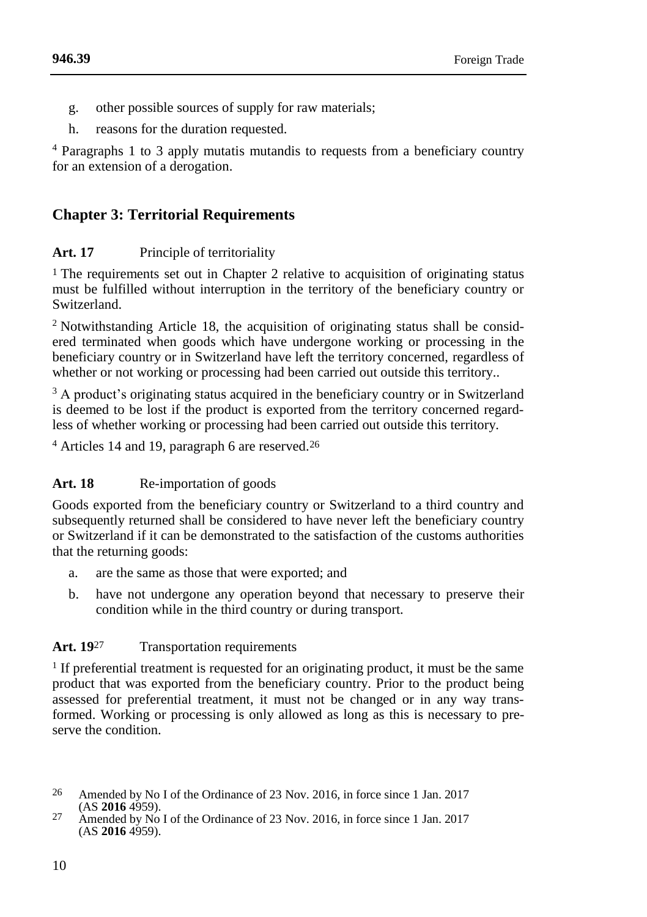g. other possible sources of supply for raw materials;

h. reasons for the duration requested.

[4] Paragraphs 1 to 3 apply mutatis mutandis to requests from a beneficiary country for an extension of a derogation.

## Chapter 3: Territorial Requirements

### Art. 17 Principle of territoriality

[1] The requirements set out in Chapter 2 relative to acquisition of originating status must be fulfilled without interruption in the territory of the beneficiary country or Switzerland.

[2] Notwithstanding Article 18, the acquisition of originating status shall be considered terminated when goods which have undergone working or processing in the beneficiary country or in Switzerland have left the territory concerned, regardless of whether or not working or processing had been carried out outside this territory..

[3] A product's originating status acquired in the beneficiary country or in Switzerland is deemed to be lost if the product is exported from the territory concerned regardless of whether working or processing had been carried out outside this territory.

[4] Articles 14 and 19, paragraph 6 are reserved.[26]

### Art. 18 Re-importation of goods

Goods exported from the beneficiary country or Switzerland to a third country and subsequently returned shall be considered to have never left the beneficiary country or Switzerland if it can be demonstrated to the satisfaction of the customs authorities that the returning goods:

a. are the same as those that were exported; and

b. have not undergone any operation beyond that necessary to preserve their condition while in the third country or during transport.

### Art. 19[27] Transportation requirements

[1] If preferential treatment is requested for an originating product, it must be the same product that was exported from the beneficiary country. Prior to the product being assessed for preferential treatment, it must not be changed or in any way transformed. Working or processing is only allowed as long as this is necessary to preserve the condition.

---

[26] Amended by No I of the Ordinance of 23 Nov. 2016, in force since 1 Jan. 2017 (AS **2016** 4959).

[27] Amended by No I of the Ordinance of 23 Nov. 2016, in force since 1 Jan. 2017 (AS **2016** 4959).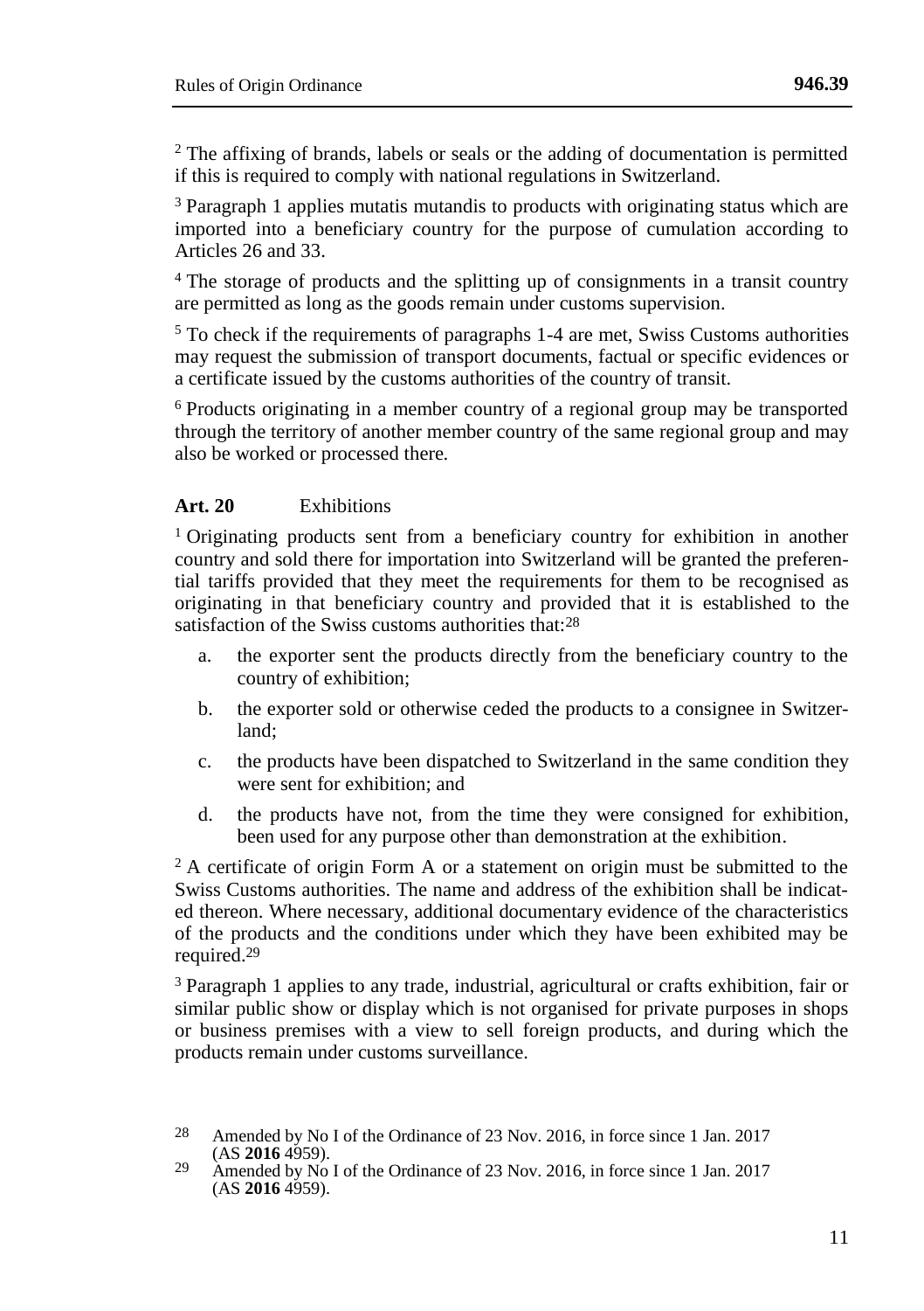[2] The affixing of brands, labels or seals or the adding of documentation is permitted if this is required to comply with national regulations in Switzerland.

[3] Paragraph 1 applies mutatis mutandis to products with originating status which are imported into a beneficiary country for the purpose of cumulation according to Articles 26 and 33.

[4] The storage of products and the splitting up of consignments in a transit country are permitted as long as the goods remain under customs supervision.

[5] To check if the requirements of paragraphs 1-4 are met, Swiss Customs authorities may request the submission of transport documents, factual or specific evidences or a certificate issued by the customs authorities of the country of transit.

[6] Products originating in a member country of a regional group may be transported through the territory of another member country of the same regional group and may also be worked or processed there.

### Art. 20 Exhibitions

[1] Originating products sent from a beneficiary country for exhibition in another country and sold there for importation into Switzerland will be granted the preferential tariffs provided that they meet the requirements for them to be recognised as originating in that beneficiary country and provided that it is established to the satisfaction of the Swiss customs authorities that:[28]

a. the exporter sent the products directly from the beneficiary country to the country of exhibition;

b. the exporter sold or otherwise ceded the products to a consignee in Switzerland;

c. the products have been dispatched to Switzerland in the same condition they were sent for exhibition; and

d. the products have not, from the time they were consigned for exhibition, been used for any purpose other than demonstration at the exhibition.

[2] A certificate of origin Form A or a statement on origin must be submitted to the Swiss Customs authorities. The name and address of the exhibition shall be indicated thereon. Where necessary, additional documentary evidence of the characteristics of the products and the conditions under which they have been exhibited may be required.[29]

[3] Paragraph 1 applies to any trade, industrial, agricultural or crafts exhibition, fair or similar public show or display which is not organised for private purposes in shops or business premises with a view to sell foreign products, and during which the products remain under customs surveillance.

---

[28] Amended by No I of the Ordinance of 23 Nov. 2016, in force since 1 Jan. 2017 (AS **2016** 4959).

[29] Amended by No I of the Ordinance of 23 Nov. 2016, in force since 1 Jan. 2017 (AS **2016** 4959).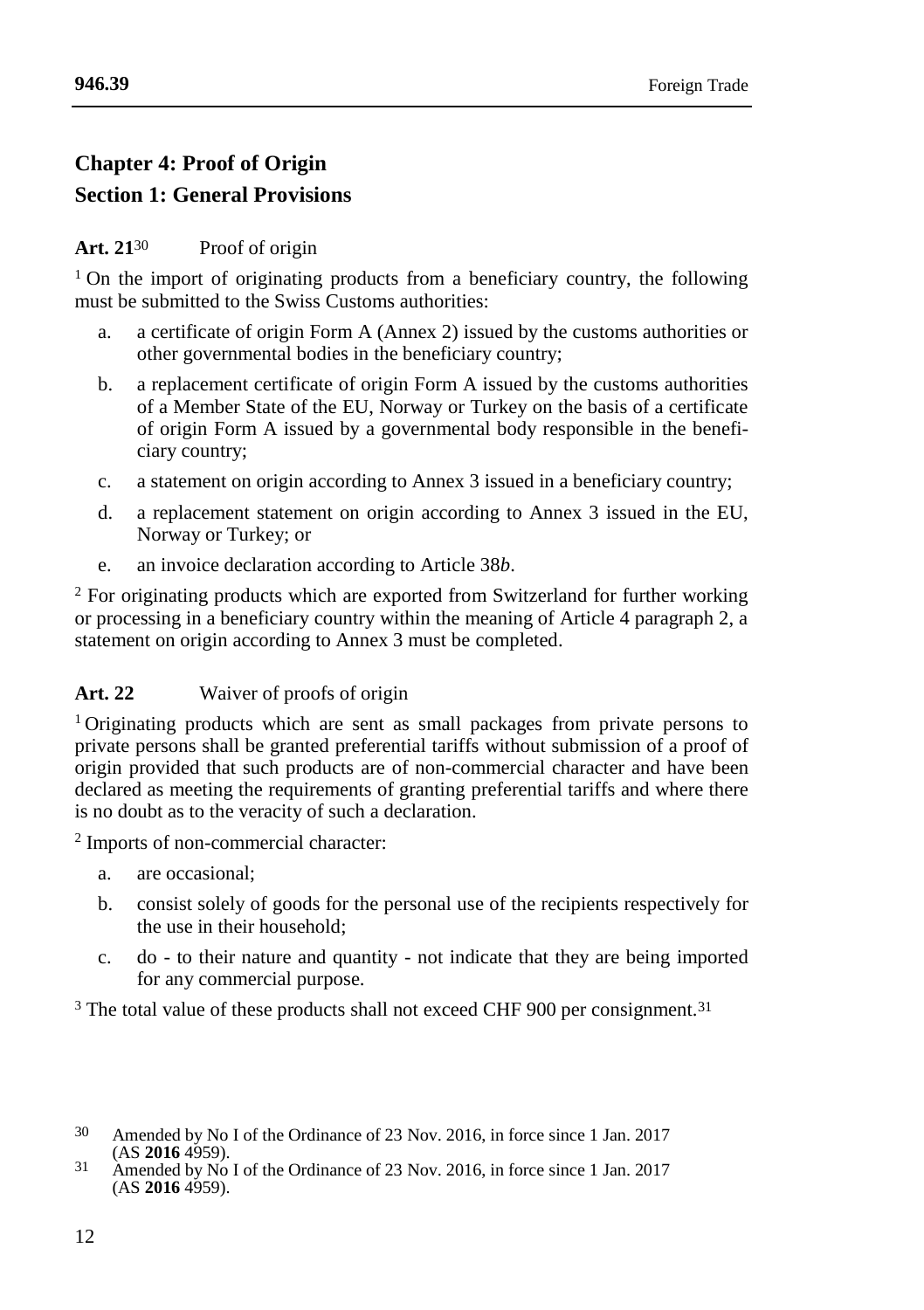## Chapter 4: Proof of Origin

### Section 1: General Provisions

**Art. 21**[30] Proof of origin

[1] On the import of originating products from a beneficiary country, the following must be submitted to the Swiss Customs authorities:

a. a certificate of origin Form A (Annex 2) issued by the customs authorities or other governmental bodies in the beneficiary country;

b. a replacement certificate of origin Form A issued by the customs authorities of a Member State of the EU, Norway or Turkey on the basis of a certificate of origin Form A issued by a governmental body responsible in the beneficiary country;

c. a statement on origin according to Annex 3 issued in a beneficiary country;

d. a replacement statement on origin according to Annex 3 issued in the EU, Norway or Turkey; or

e. an invoice declaration according to Article 38*b*.

[2] For originating products which are exported from Switzerland for further working or processing in a beneficiary country within the meaning of Article 4 paragraph 2, a statement on origin according to Annex 3 must be completed.

**Art. 22** Waiver of proofs of origin

[1] Originating products which are sent as small packages from private persons to private persons shall be granted preferential tariffs without submission of a proof of origin provided that such products are of non-commercial character and have been declared as meeting the requirements of granting preferential tariffs and where there is no doubt as to the veracity of such a declaration.

[2] Imports of non-commercial character:

a. are occasional;

b. consist solely of goods for the personal use of the recipients respectively for the use in their household;

c. do - to their nature and quantity - not indicate that they are being imported for any commercial purpose.

[3] The total value of these products shall not exceed CHF 900 per consignment.[31]

---

[30] Amended by No I of the Ordinance of 23 Nov. 2016, in force since 1 Jan. 2017 (AS **2016** 4959).

[31] Amended by No I of the Ordinance of 23 Nov. 2016, in force since 1 Jan. 2017 (AS **2016** 4959).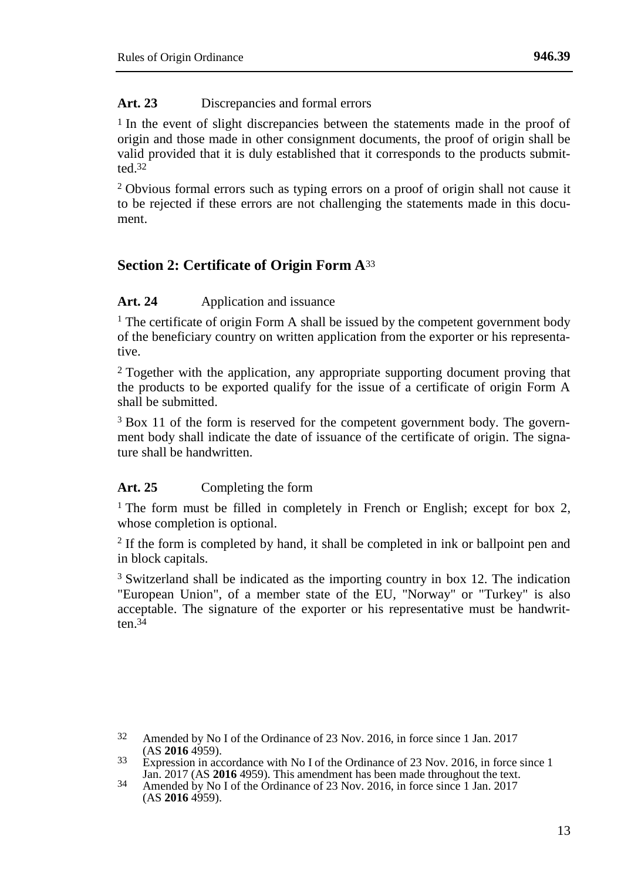**Art. 23** Discrepancies and formal errors

[1] In the event of slight discrepancies between the statements made in the proof of origin and those made in other consignment documents, the proof of origin shall be valid provided that it is duly established that it corresponds to the products submitted.[32]

[2] Obvious formal errors such as typing errors on a proof of origin shall not cause it to be rejected if these errors are not challenging the statements made in this document.

## Section 2: Certificate of Origin Form A[33]

**Art. 24** Application and issuance

[1] The certificate of origin Form A shall be issued by the competent government body of the beneficiary country on written application from the exporter or his representative.

[2] Together with the application, any appropriate supporting document proving that the products to be exported qualify for the issue of a certificate of origin Form A shall be submitted.

[3] Box 11 of the form is reserved for the competent government body. The government body shall indicate the date of issuance of the certificate of origin. The signature shall be handwritten.

**Art. 25** Completing the form

[1] The form must be filled in completely in French or English; except for box 2, whose completion is optional.

[2] If the form is completed by hand, it shall be completed in ink or ballpoint pen and in block capitals.

[3] Switzerland shall be indicated as the importing country in box 12. The indication "European Union", of a member state of the EU, "Norway" or "Turkey" is also acceptable. The signature of the exporter or his representative must be handwritten.[34]

---

32 Amended by No I of the Ordinance of 23 Nov. 2016, in force since 1 Jan. 2017 (AS **2016** 4959).

33 Expression in accordance with No I of the Ordinance of 23 Nov. 2016, in force since 1 Jan. 2017 (AS **2016** 4959). This amendment has been made throughout the text.

34 Amended by No I of the Ordinance of 23 Nov. 2016, in force since 1 Jan. 2017 (AS **2016** 4959).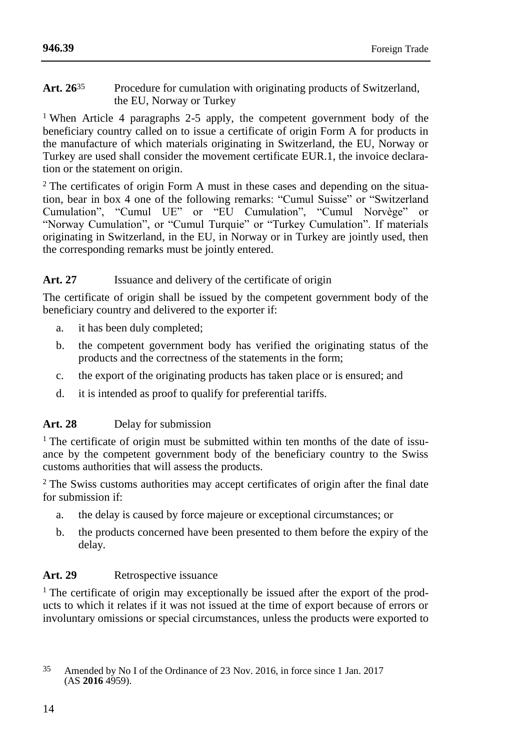**Art. 26**[35] Procedure for cumulation with originating products of Switzerland, the EU, Norway or Turkey

[1] When Article 4 paragraphs 2-5 apply, the competent government body of the beneficiary country called on to issue a certificate of origin Form A for products in the manufacture of which materials originating in Switzerland, the EU, Norway or Turkey are used shall consider the movement certificate EUR.1, the invoice declaration or the statement on origin.

[2] The certificates of origin Form A must in these cases and depending on the situation, bear in box 4 one of the following remarks: "Cumul Suisse" or "Switzerland Cumulation", "Cumul UE" or "EU Cumulation", "Cumul Norvège" or "Norway Cumulation", or "Cumul Turquie" or "Turkey Cumulation". If materials originating in Switzerland, in the EU, in Norway or in Turkey are jointly used, then the corresponding remarks must be jointly entered.

**Art. 27** Issuance and delivery of the certificate of origin

The certificate of origin shall be issued by the competent government body of the beneficiary country and delivered to the exporter if:

a. it has been duly completed;
b. the competent government body has verified the originating status of the products and the correctness of the statements in the form;
c. the export of the originating products has taken place or is ensured; and
d. it is intended as proof to qualify for preferential tariffs.

**Art. 28** Delay for submission

[1] The certificate of origin must be submitted within ten months of the date of issuance by the competent government body of the beneficiary country to the Swiss customs authorities that will assess the products.

[2] The Swiss customs authorities may accept certificates of origin after the final date for submission if:

a. the delay is caused by force majeure or exceptional circumstances; or
b. the products concerned have been presented to them before the expiry of the delay.

**Art. 29** Retrospective issuance

[1] The certificate of origin may exceptionally be issued after the export of the products to which it relates if it was not issued at the time of export because of errors or involuntary omissions or special circumstances, unless the products were exported to

[35] Amended by No I of the Ordinance of 23 Nov. 2016, in force since 1 Jan. 2017 (AS **2016** 4959).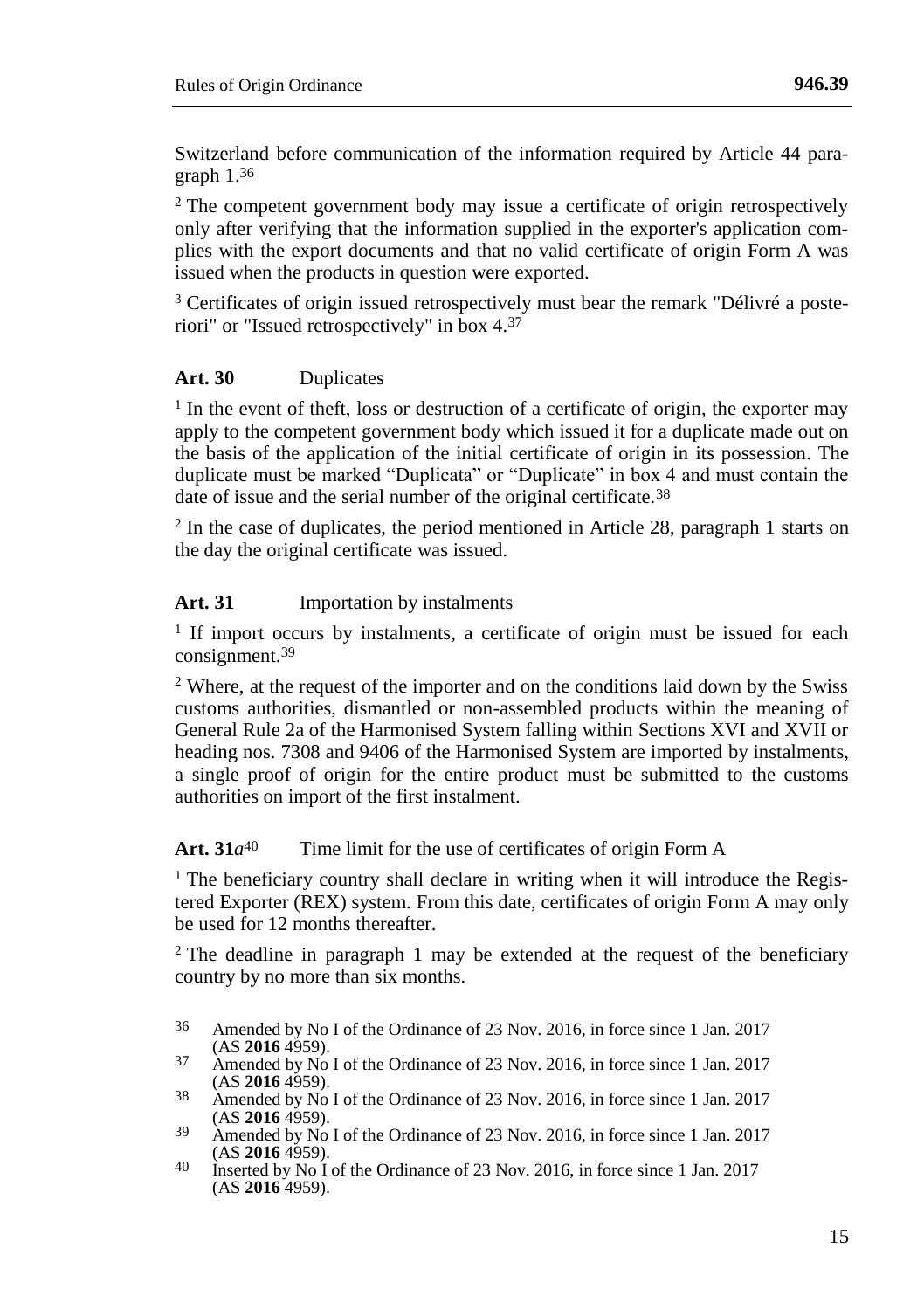Switzerland before communication of the information required by Article 44 paragraph 1.[36]

[2] The competent government body may issue a certificate of origin retrospectively only after verifying that the information supplied in the exporter's application complies with the export documents and that no valid certificate of origin Form A was issued when the products in question were exported.

[3] Certificates of origin issued retrospectively must bear the remark "Délivré a posteriori" or "Issued retrospectively" in box 4.[37]

### Art. 30 Duplicates

[1] In the event of theft, loss or destruction of a certificate of origin, the exporter may apply to the competent government body which issued it for a duplicate made out on the basis of the application of the initial certificate of origin in its possession. The duplicate must be marked "Duplicata" or "Duplicate" in box 4 and must contain the date of issue and the serial number of the original certificate.[38]

[2] In the case of duplicates, the period mentioned in Article 28, paragraph 1 starts on the day the original certificate was issued.

### Art. 31 Importation by instalments

[1] If import occurs by instalments, a certificate of origin must be issued for each consignment.[39]

[2] Where, at the request of the importer and on the conditions laid down by the Swiss customs authorities, dismantled or non-assembled products within the meaning of General Rule 2a of the Harmonised System falling within Sections XVI and XVII or heading nos. 7308 and 9406 of the Harmonised System are imported by instalments, a single proof of origin for the entire product must be submitted to the customs authorities on import of the first instalment.

### Art. 31*a*[40] Time limit for the use of certificates of origin Form A

[1] The beneficiary country shall declare in writing when it will introduce the Registered Exporter (REX) system. From this date, certificates of origin Form A may only be used for 12 months thereafter.

[2] The deadline in paragraph 1 may be extended at the request of the beneficiary country by no more than six months.

---

[36] Amended by No I of the Ordinance of 23 Nov. 2016, in force since 1 Jan. 2017 (AS **2016** 4959).

[37] Amended by No I of the Ordinance of 23 Nov. 2016, in force since 1 Jan. 2017 (AS **2016** 4959).

[38] Amended by No I of the Ordinance of 23 Nov. 2016, in force since 1 Jan. 2017 (AS **2016** 4959).

[39] Amended by No I of the Ordinance of 23 Nov. 2016, in force since 1 Jan. 2017 (AS **2016** 4959).

[40] Inserted by No I of the Ordinance of 23 Nov. 2016, in force since 1 Jan. 2017 (AS **2016** 4959).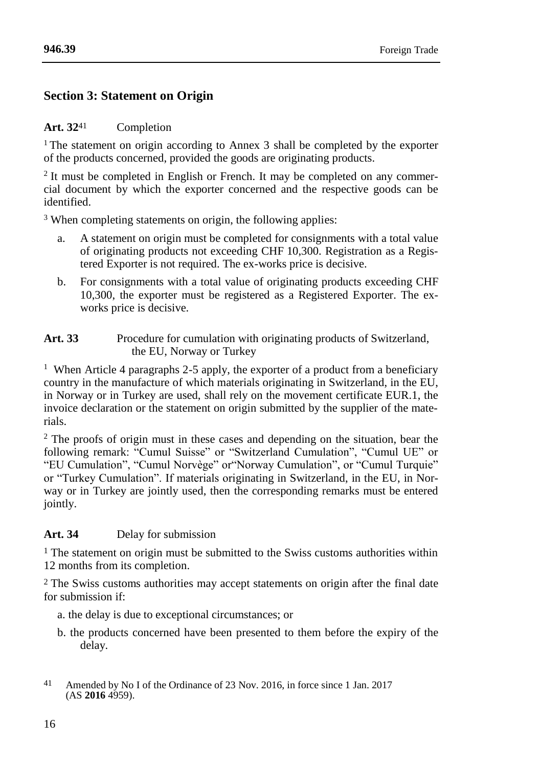## Section 3: Statement on Origin

**Art. 32**[41] Completion

[1] The statement on origin according to Annex 3 shall be completed by the exporter of the products concerned, provided the goods are originating products.

[2] It must be completed in English or French. It may be completed on any commercial document by which the exporter concerned and the respective goods can be identified.

[3] When completing statements on origin, the following applies:

a. A statement on origin must be completed for consignments with a total value of originating products not exceeding CHF 10,300. Registration as a Registered Exporter is not required. The ex-works price is decisive.

b. For consignments with a total value of originating products exceeding CHF 10,300, the exporter must be registered as a Registered Exporter. The ex-works price is decisive.

**Art. 33** Procedure for cumulation with originating products of Switzerland, the EU, Norway or Turkey

[1] When Article 4 paragraphs 2-5 apply, the exporter of a product from a beneficiary country in the manufacture of which materials originating in Switzerland, in the EU, in Norway or in Turkey are used, shall rely on the movement certificate EUR.1, the invoice declaration or the statement on origin submitted by the supplier of the materials.

[2] The proofs of origin must in these cases and depending on the situation, bear the following remark: "Cumul Suisse" or "Switzerland Cumulation", "Cumul UE" or "EU Cumulation", "Cumul Norvège" or"Norway Cumulation", or "Cumul Turquie" or "Turkey Cumulation". If materials originating in Switzerland, in the EU, in Norway or in Turkey are jointly used, then the corresponding remarks must be entered jointly.

**Art. 34** Delay for submission

[1] The statement on origin must be submitted to the Swiss customs authorities within 12 months from its completion.

[2] The Swiss customs authorities may accept statements on origin after the final date for submission if:

a. the delay is due to exceptional circumstances; or

b. the products concerned have been presented to them before the expiry of the delay.

---

[41] Amended by No I of the Ordinance of 23 Nov. 2016, in force since 1 Jan. 2017 (AS **2016** 4959).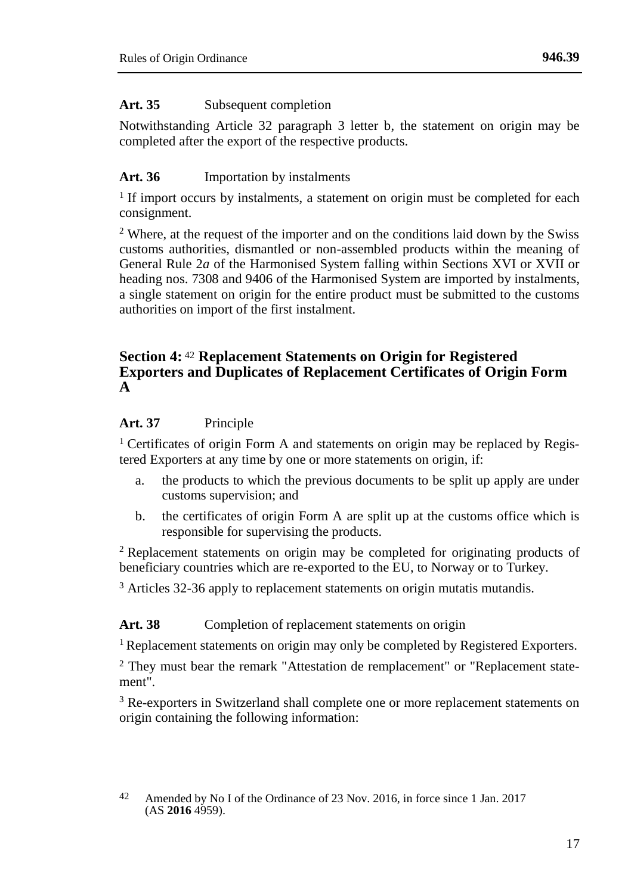**Art. 35** Subsequent completion

Notwithstanding Article 32 paragraph 3 letter b, the statement on origin may be completed after the export of the respective products.

**Art. 36** Importation by instalments

[1] If import occurs by instalments, a statement on origin must be completed for each consignment.

[2] Where, at the request of the importer and on the conditions laid down by the Swiss customs authorities, dismantled or non-assembled products within the meaning of General Rule 2*a* of the Harmonised System falling within Sections XVI or XVII or heading nos. 7308 and 9406 of the Harmonised System are imported by instalments, a single statement on origin for the entire product must be submitted to the customs authorities on import of the first instalment.

## Section 4:[42] Replacement Statements on Origin for Registered Exporters and Duplicates of Replacement Certificates of Origin Form A

**Art. 37** Principle

[1] Certificates of origin Form A and statements on origin may be replaced by Registered Exporters at any time by one or more statements on origin, if:

a. the products to which the previous documents to be split up apply are under customs supervision; and

b. the certificates of origin Form A are split up at the customs office which is responsible for supervising the products.

[2] Replacement statements on origin may be completed for originating products of beneficiary countries which are re-exported to the EU, to Norway or to Turkey.

[3] Articles 32-36 apply to replacement statements on origin mutatis mutandis.

**Art. 38** Completion of replacement statements on origin

[1] Replacement statements on origin may only be completed by Registered Exporters.

[2] They must bear the remark "Attestation de remplacement" or "Replacement statement".

[3] Re-exporters in Switzerland shall complete one or more replacement statements on origin containing the following information:

---

42 Amended by No I of the Ordinance of 23 Nov. 2016, in force since 1 Jan. 2017 (AS **2016** 4959).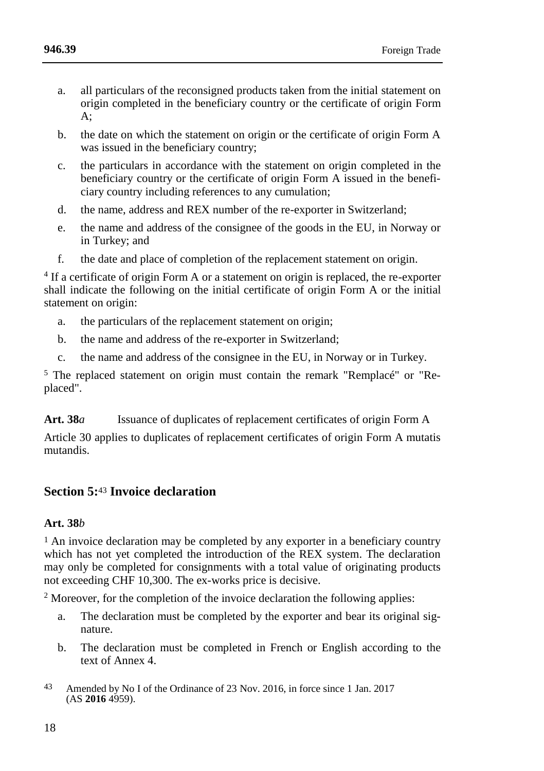a. all particulars of the reconsigned products taken from the initial statement on origin completed in the beneficiary country or the certificate of origin Form A;

b. the date on which the statement on origin or the certificate of origin Form A was issued in the beneficiary country;

c. the particulars in accordance with the statement on origin completed in the beneficiary country or the certificate of origin Form A issued in the beneficiary country including references to any cumulation;

d. the name, address and REX number of the re-exporter in Switzerland;

e. the name and address of the consignee of the goods in the EU, in Norway or in Turkey; and

f. the date and place of completion of the replacement statement on origin.

[4] If a certificate of origin Form A or a statement on origin is replaced, the re-exporter shall indicate the following on the initial certificate of origin Form A or the initial statement on origin:

a. the particulars of the replacement statement on origin;

b. the name and address of the re-exporter in Switzerland;

c. the name and address of the consignee in the EU, in Norway or in Turkey.

[5] The replaced statement on origin must contain the remark "Remplacé" or "Replaced".

**Art. 38*a*** Issuance of duplicates of replacement certificates of origin Form A

Article 30 applies to duplicates of replacement certificates of origin Form A mutatis mutandis.

## Section 5:[43] Invoice declaration

**Art. 38*b***

[1] An invoice declaration may be completed by any exporter in a beneficiary country which has not yet completed the introduction of the REX system. The declaration may only be completed for consignments with a total value of originating products not exceeding CHF 10,300. The ex-works price is decisive.

[2] Moreover, for the completion of the invoice declaration the following applies:

a. The declaration must be completed by the exporter and bear its original signature.

b. The declaration must be completed in French or English according to the text of Annex 4.

[43] Amended by No I of the Ordinance of 23 Nov. 2016, in force since 1 Jan. 2017 (AS **2016** 4959).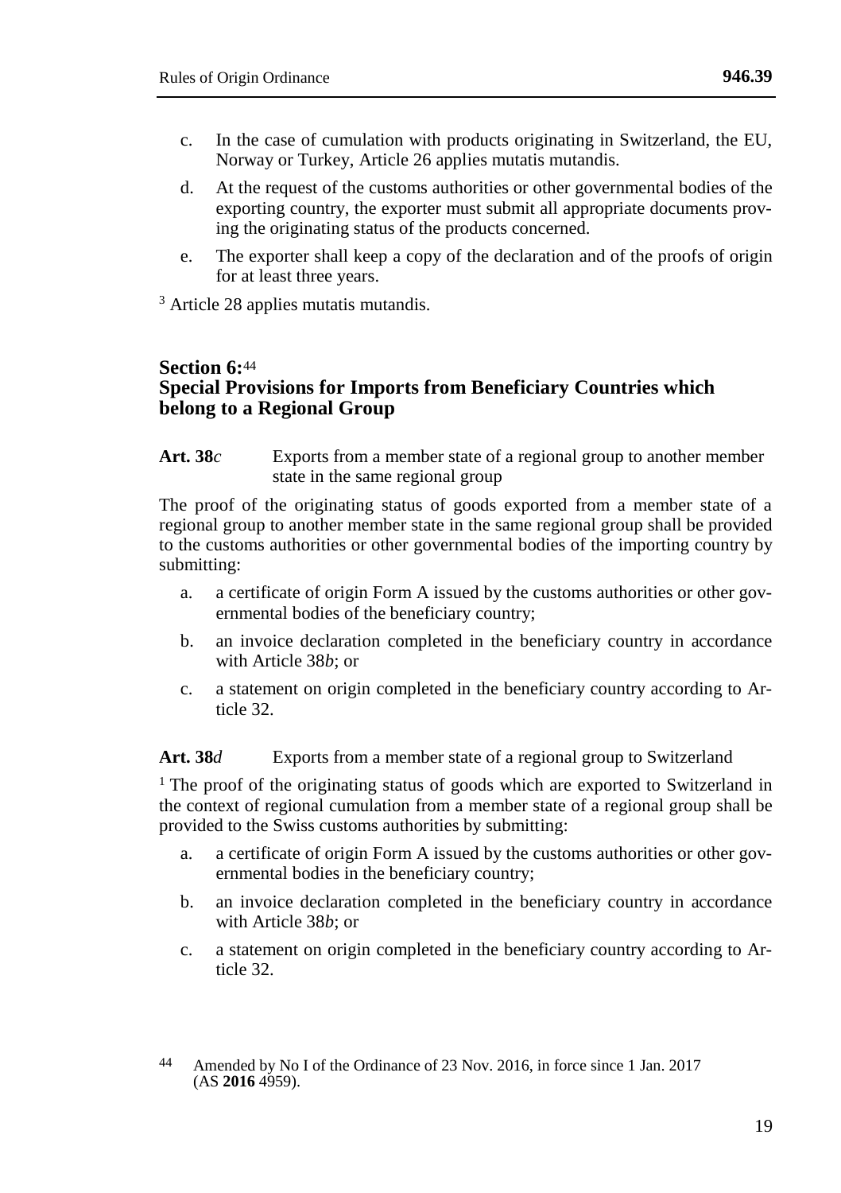c. In the case of cumulation with products originating in Switzerland, the EU, Norway or Turkey, Article 26 applies mutatis mutandis.

d. At the request of the customs authorities or other governmental bodies of the exporting country, the exporter must submit all appropriate documents proving the originating status of the products concerned.

e. The exporter shall keep a copy of the declaration and of the proofs of origin for at least three years.

[3] Article 28 applies mutatis mutandis.

## Section 6:[44] Special Provisions for Imports from Beneficiary Countries which belong to a Regional Group

**Art. 38*c*** Exports from a member state of a regional group to another member state in the same regional group

The proof of the originating status of goods exported from a member state of a regional group to another member state in the same regional group shall be provided to the customs authorities or other governmental bodies of the importing country by submitting:

a. a certificate of origin Form A issued by the customs authorities or other governmental bodies of the beneficiary country;

b. an invoice declaration completed in the beneficiary country in accordance with Article 38*b*; or

c. a statement on origin completed in the beneficiary country according to Article 32.

**Art. 38*d*** Exports from a member state of a regional group to Switzerland

[1] The proof of the originating status of goods which are exported to Switzerland in the context of regional cumulation from a member state of a regional group shall be provided to the Swiss customs authorities by submitting:

a. a certificate of origin Form A issued by the customs authorities or other governmental bodies in the beneficiary country;

b. an invoice declaration completed in the beneficiary country in accordance with Article 38*b*; or

c. a statement on origin completed in the beneficiary country according to Article 32.

---

44 Amended by No I of the Ordinance of 23 Nov. 2016, in force since 1 Jan. 2017 (AS **2016** 4959).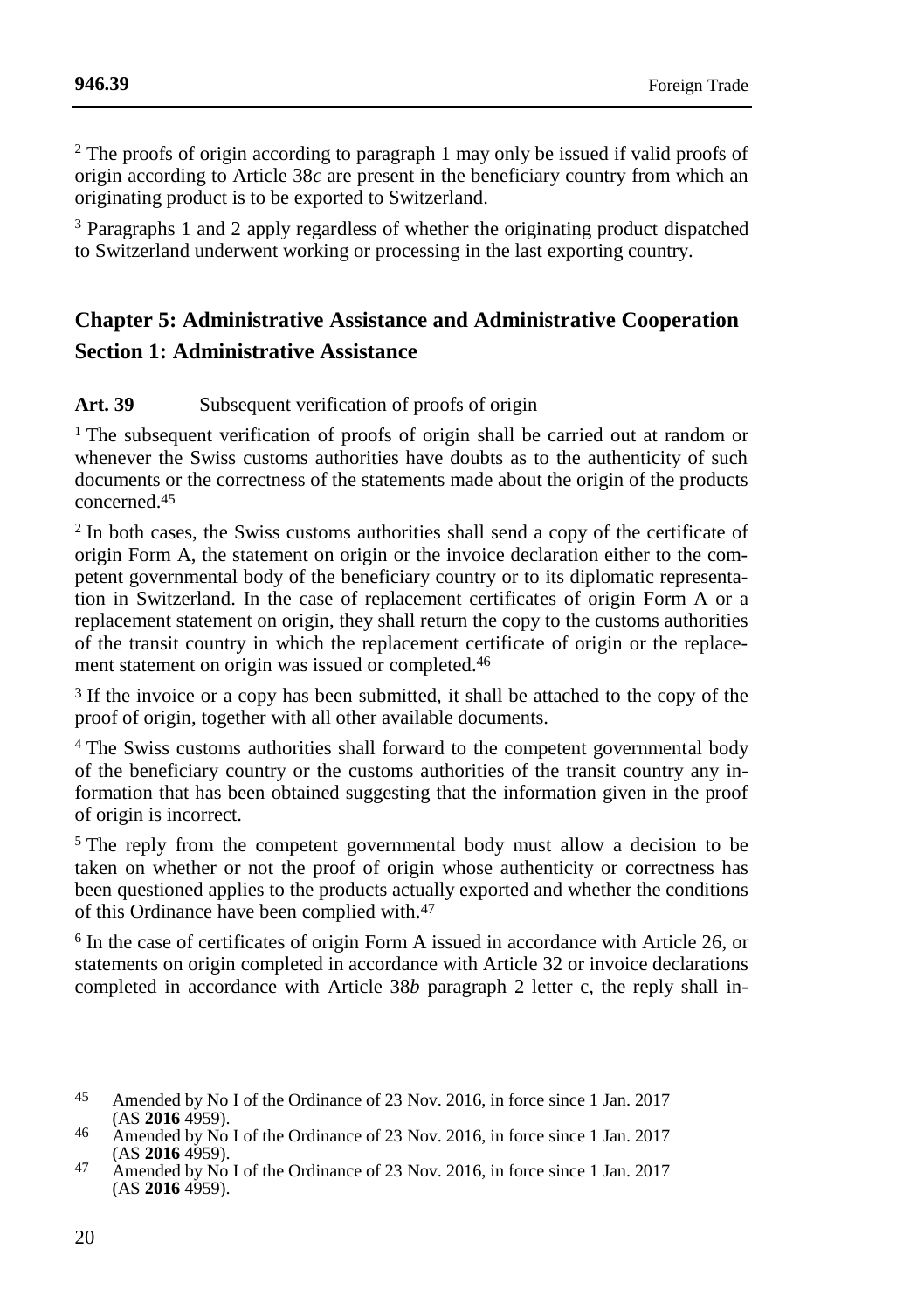[2] The proofs of origin according to paragraph 1 may only be issued if valid proofs of origin according to Article 38*c* are present in the beneficiary country from which an originating product is to be exported to Switzerland.

[3] Paragraphs 1 and 2 apply regardless of whether the originating product dispatched to Switzerland underwent working or processing in the last exporting country.

## Chapter 5: Administrative Assistance and Administrative Cooperation

### Section 1: Administrative Assistance

**Art. 39** Subsequent verification of proofs of origin

[1] The subsequent verification of proofs of origin shall be carried out at random or whenever the Swiss customs authorities have doubts as to the authenticity of such documents or the correctness of the statements made about the origin of the products concerned.[45]

[2] In both cases, the Swiss customs authorities shall send a copy of the certificate of origin Form A, the statement on origin or the invoice declaration either to the competent governmental body of the beneficiary country or to its diplomatic representation in Switzerland. In the case of replacement certificates of origin Form A or a replacement statement on origin, they shall return the copy to the customs authorities of the transit country in which the replacement certificate of origin or the replacement statement on origin was issued or completed.[46]

[3] If the invoice or a copy has been submitted, it shall be attached to the copy of the proof of origin, together with all other available documents.

[4] The Swiss customs authorities shall forward to the competent governmental body of the beneficiary country or the customs authorities of the transit country any information that has been obtained suggesting that the information given in the proof of origin is incorrect.

[5] The reply from the competent governmental body must allow a decision to be taken on whether or not the proof of origin whose authenticity or correctness has been questioned applies to the products actually exported and whether the conditions of this Ordinance have been complied with.[47]

[6] In the case of certificates of origin Form A issued in accordance with Article 26, or statements on origin completed in accordance with Article 32 or invoice declarations completed in accordance with Article 38*b* paragraph 2 letter c, the reply shall in-

---

[45] Amended by No I of the Ordinance of 23 Nov. 2016, in force since 1 Jan. 2017 (AS **2016** 4959).

[46] Amended by No I of the Ordinance of 23 Nov. 2016, in force since 1 Jan. 2017 (AS **2016** 4959).

[47] Amended by No I of the Ordinance of 23 Nov. 2016, in force since 1 Jan. 2017 (AS **2016** 4959).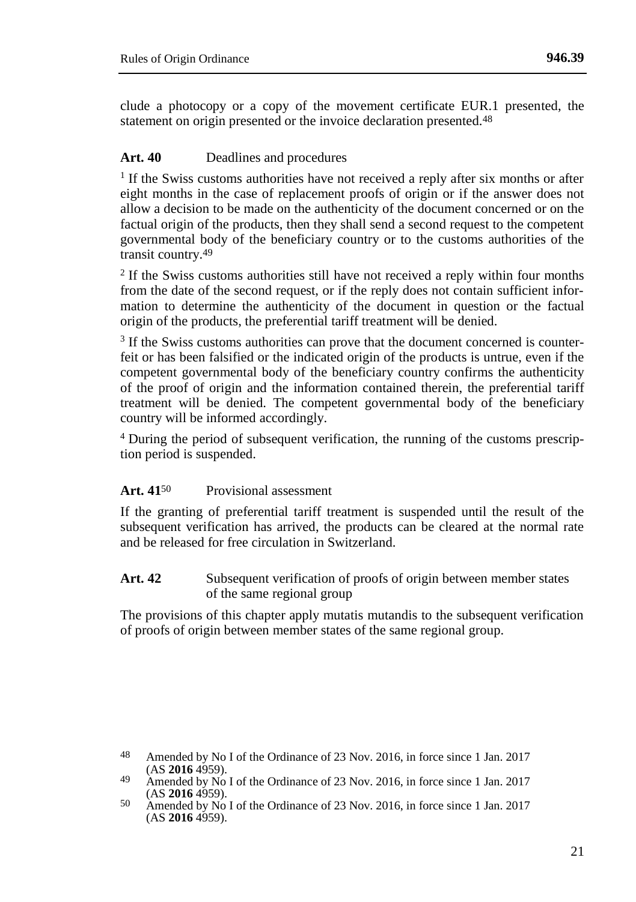clude a photocopy or a copy of the movement certificate EUR.1 presented, the statement on origin presented or the invoice declaration presented.[48]

### Art. 40 Deadlines and procedures

[1] If the Swiss customs authorities have not received a reply after six months or after eight months in the case of replacement proofs of origin or if the answer does not allow a decision to be made on the authenticity of the document concerned or on the factual origin of the products, then they shall send a second request to the competent governmental body of the beneficiary country or to the customs authorities of the transit country.[49]

[2] If the Swiss customs authorities still have not received a reply within four months from the date of the second request, or if the reply does not contain sufficient information to determine the authenticity of the document in question or the factual origin of the products, the preferential tariff treatment will be denied.

[3] If the Swiss customs authorities can prove that the document concerned is counterfeit or has been falsified or the indicated origin of the products is untrue, even if the competent governmental body of the beneficiary country confirms the authenticity of the proof of origin and the information contained therein, the preferential tariff treatment will be denied. The competent governmental body of the beneficiary country will be informed accordingly.

[4] During the period of subsequent verification, the running of the customs prescription period is suspended.

### Art. 41[50] Provisional assessment

If the granting of preferential tariff treatment is suspended until the result of the subsequent verification has arrived, the products can be cleared at the normal rate and be released for free circulation in Switzerland.

### Art. 42 Subsequent verification of proofs of origin between member states of the same regional group

The provisions of this chapter apply mutatis mutandis to the subsequent verification of proofs of origin between member states of the same regional group.

---

[48] Amended by No I of the Ordinance of 23 Nov. 2016, in force since 1 Jan. 2017 (AS **2016** 4959).

[49] Amended by No I of the Ordinance of 23 Nov. 2016, in force since 1 Jan. 2017 (AS **2016** 4959).

[50] Amended by No I of the Ordinance of 23 Nov. 2016, in force since 1 Jan. 2017 (AS **2016** 4959).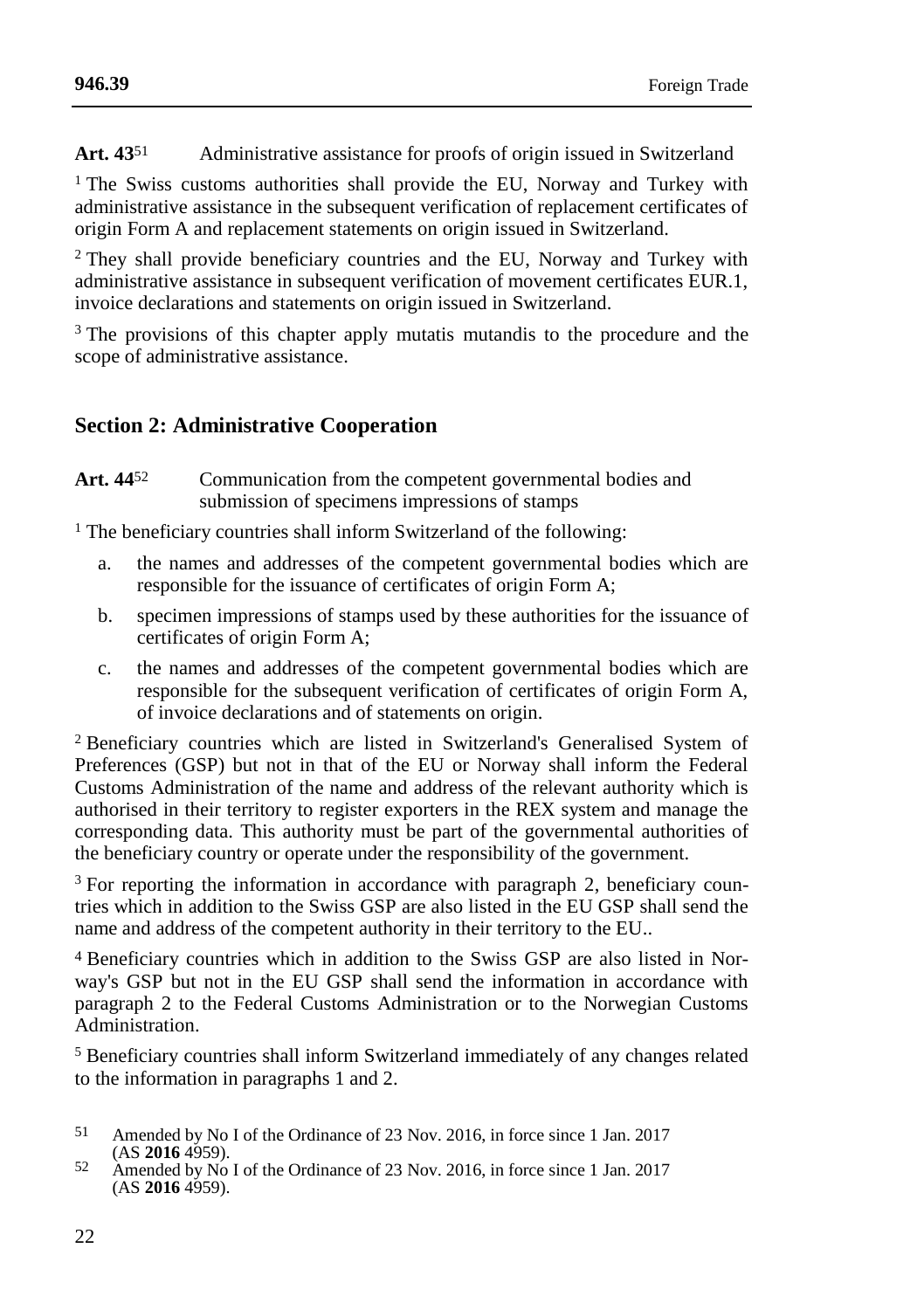**Art. 43**[51] Administrative assistance for proofs of origin issued in Switzerland

[1] The Swiss customs authorities shall provide the EU, Norway and Turkey with administrative assistance in the subsequent verification of replacement certificates of origin Form A and replacement statements on origin issued in Switzerland.

[2] They shall provide beneficiary countries and the EU, Norway and Turkey with administrative assistance in subsequent verification of movement certificates EUR.1, invoice declarations and statements on origin issued in Switzerland.

[3] The provisions of this chapter apply mutatis mutandis to the procedure and the scope of administrative assistance.

## Section 2: Administrative Cooperation

**Art. 44**[52] Communication from the competent governmental bodies and submission of specimens impressions of stamps

[1] The beneficiary countries shall inform Switzerland of the following:

a. the names and addresses of the competent governmental bodies which are responsible for the issuance of certificates of origin Form A;

b. specimen impressions of stamps used by these authorities for the issuance of certificates of origin Form A;

c. the names and addresses of the competent governmental bodies which are responsible for the subsequent verification of certificates of origin Form A, of invoice declarations and of statements on origin.

[2] Beneficiary countries which are listed in Switzerland's Generalised System of Preferences (GSP) but not in that of the EU or Norway shall inform the Federal Customs Administration of the name and address of the relevant authority which is authorised in their territory to register exporters in the REX system and manage the corresponding data. This authority must be part of the governmental authorities of the beneficiary country or operate under the responsibility of the government.

[3] For reporting the information in accordance with paragraph 2, beneficiary countries which in addition to the Swiss GSP are also listed in the EU GSP shall send the name and address of the competent authority in their territory to the EU..

[4] Beneficiary countries which in addition to the Swiss GSP are also listed in Norway's GSP but not in the EU GSP shall send the information in accordance with paragraph 2 to the Federal Customs Administration or to the Norwegian Customs Administration.

[5] Beneficiary countries shall inform Switzerland immediately of any changes related to the information in paragraphs 1 and 2.

---

51 Amended by No I of the Ordinance of 23 Nov. 2016, in force since 1 Jan. 2017 (AS **2016** 4959).

52 Amended by No I of the Ordinance of 23 Nov. 2016, in force since 1 Jan. 2017 (AS **2016** 4959).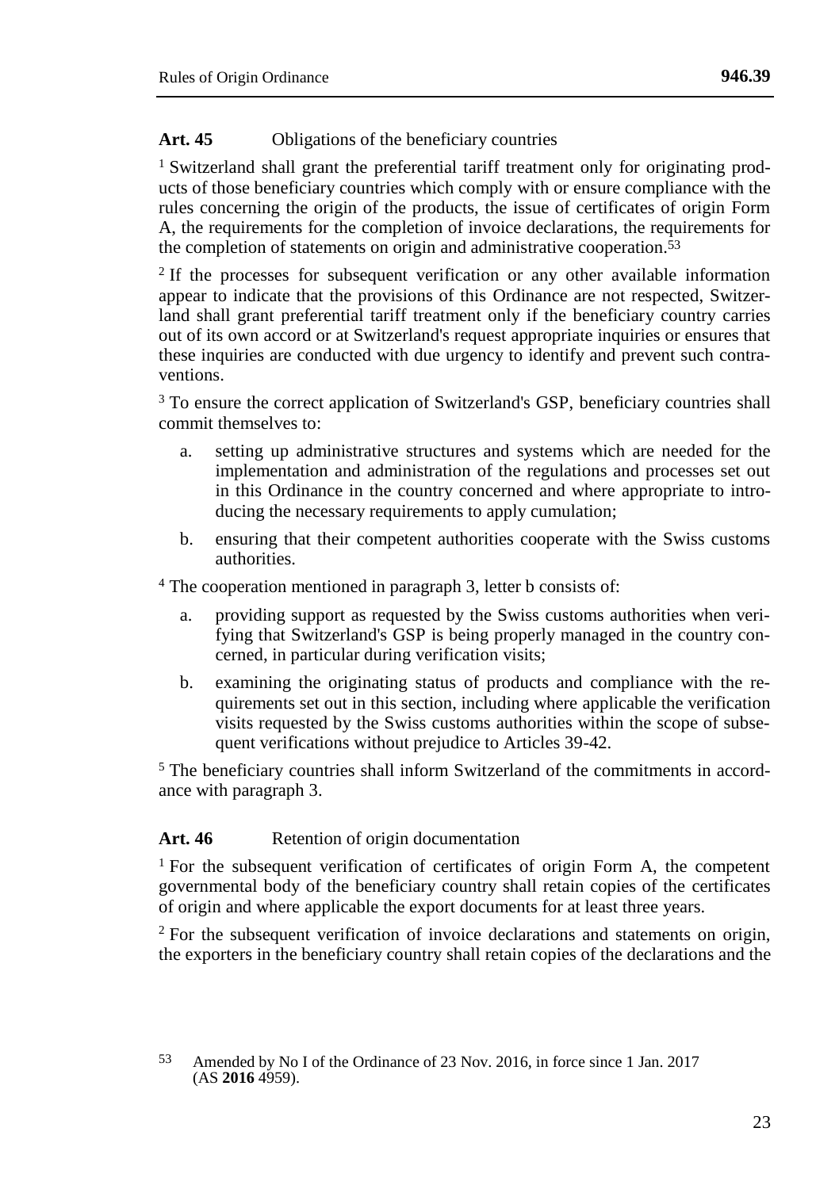**Art. 45** Obligations of the beneficiary countries

[1] Switzerland shall grant the preferential tariff treatment only for originating products of those beneficiary countries which comply with or ensure compliance with the rules concerning the origin of the products, the issue of certificates of origin Form A, the requirements for the completion of invoice declarations, the requirements for the completion of statements on origin and administrative cooperation.[53]

[2] If the processes for subsequent verification or any other available information appear to indicate that the provisions of this Ordinance are not respected, Switzerland shall grant preferential tariff treatment only if the beneficiary country carries out of its own accord or at Switzerland's request appropriate inquiries or ensures that these inquiries are conducted with due urgency to identify and prevent such contraventions.

[3] To ensure the correct application of Switzerland's GSP, beneficiary countries shall commit themselves to:

a. setting up administrative structures and systems which are needed for the implementation and administration of the regulations and processes set out in this Ordinance in the country concerned and where appropriate to introducing the necessary requirements to apply cumulation;

b. ensuring that their competent authorities cooperate with the Swiss customs authorities.

[4] The cooperation mentioned in paragraph 3, letter b consists of:

a. providing support as requested by the Swiss customs authorities when verifying that Switzerland's GSP is being properly managed in the country concerned, in particular during verification visits;

b. examining the originating status of products and compliance with the requirements set out in this section, including where applicable the verification visits requested by the Swiss customs authorities within the scope of subsequent verifications without prejudice to Articles 39-42.

[5] The beneficiary countries shall inform Switzerland of the commitments in accordance with paragraph 3.

**Art. 46** Retention of origin documentation

[1] For the subsequent verification of certificates of origin Form A, the competent governmental body of the beneficiary country shall retain copies of the certificates of origin and where applicable the export documents for at least three years.

[2] For the subsequent verification of invoice declarations and statements on origin, the exporters in the beneficiary country shall retain copies of the declarations and the

---

[53] Amended by No I of the Ordinance of 23 Nov. 2016, in force since 1 Jan. 2017 (AS **2016** 4959).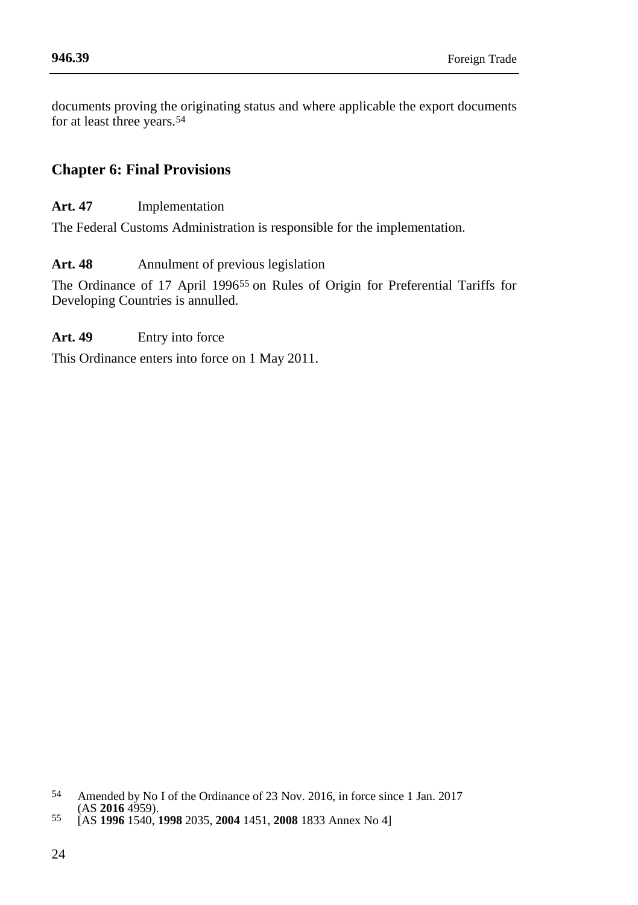documents proving the originating status and where applicable the export documents for at least three years.[54]

## Chapter 6: Final Provisions

**Art. 47** Implementation

The Federal Customs Administration is responsible for the implementation.

**Art. 48** Annulment of previous legislation

The Ordinance of 17 April 1996[55] on Rules of Origin for Preferential Tariffs for Developing Countries is annulled.

**Art. 49** Entry into force

This Ordinance enters into force on 1 May 2011.

---

[54] Amended by No I of the Ordinance of 23 Nov. 2016, in force since 1 Jan. 2017 (AS **2016** 4959).

[55] [AS **1996** 1540, **1998** 2035, **2004** 1451, **2008** 1833 Annex No 4]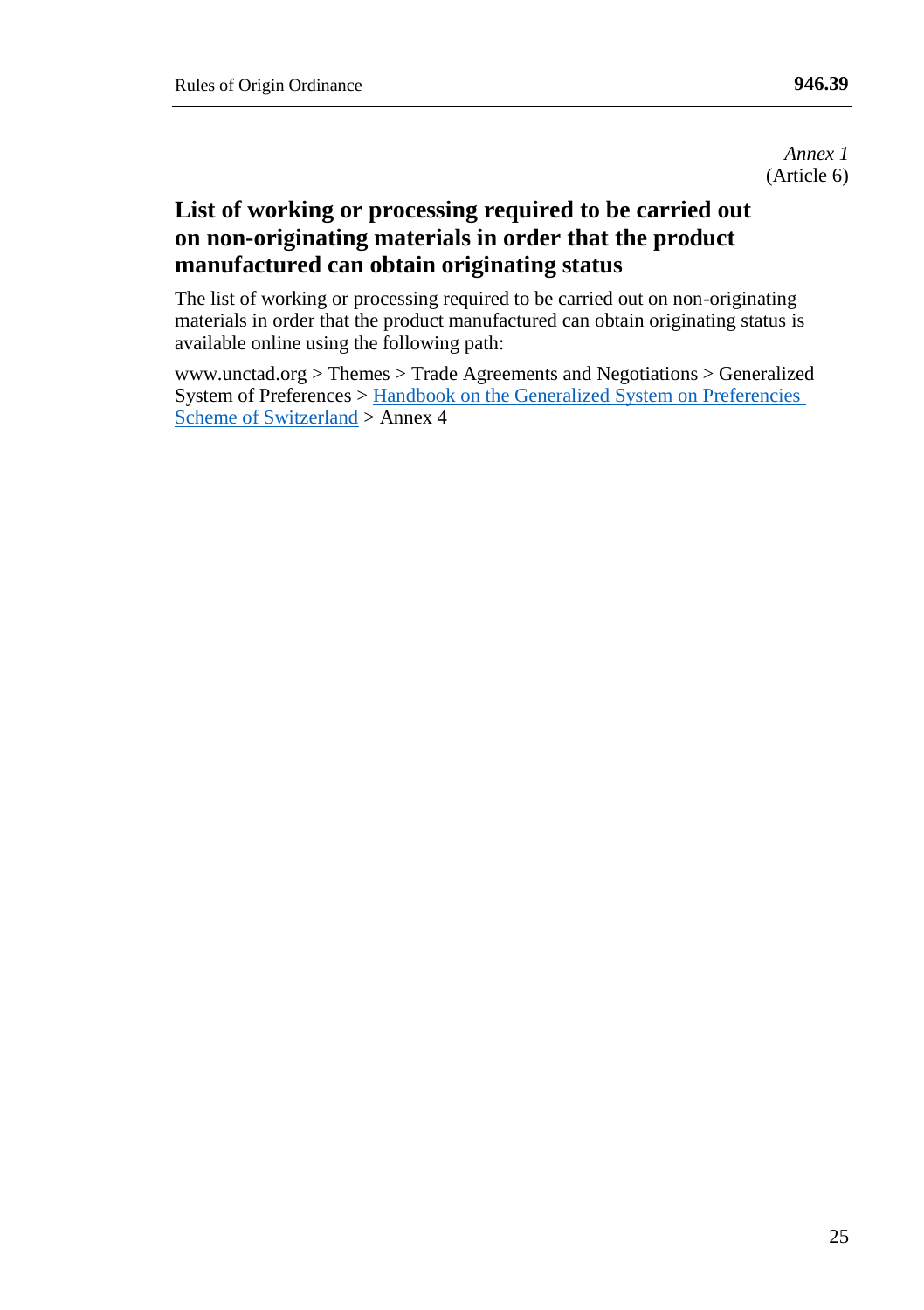*Annex 1*
(Article 6)

## List of working or processing required to be carried out on non-originating materials in order that the product manufactured can obtain originating status

The list of working or processing required to be carried out on non-originating materials in order that the product manufactured can obtain originating status is available online using the following path:

www.unctad.org > Themes > Trade Agreements and Negotiations > Generalized System of Preferences > Handbook on the Generalized System on Preferencies Scheme of Switzerland > Annex 4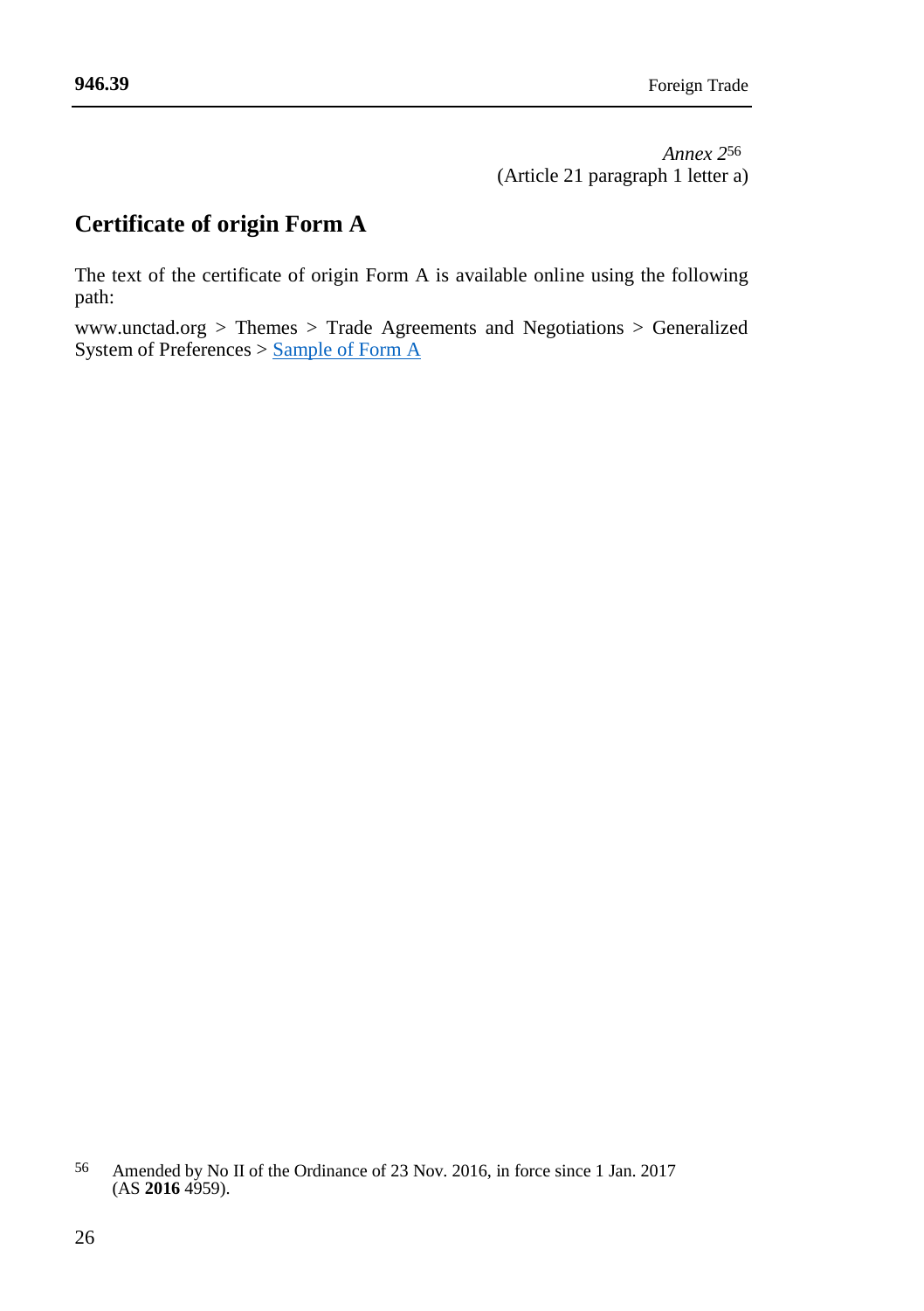*Annex 2*[56]
(Article 21 paragraph 1 letter a)

## Certificate of origin Form A

The text of the certificate of origin Form A is available online using the following path:

www.unctad.org > Themes > Trade Agreements and Negotiations > Generalized System of Preferences > Sample of Form A

[56] Amended by No II of the Ordinance of 23 Nov. 2016, in force since 1 Jan. 2017 (AS **2016** 4959).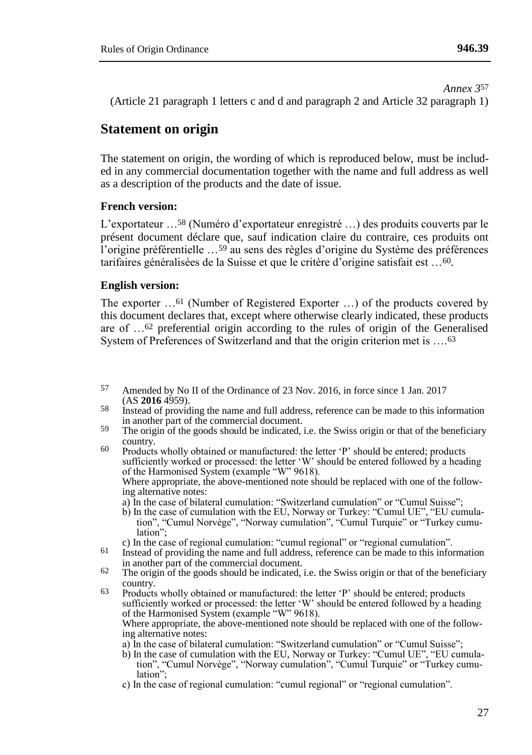*Annex 3*[57]

(Article 21 paragraph 1 letters c and d and paragraph 2 and Article 32 paragraph 1)

## Statement on origin

The statement on origin, the wording of which is reproduced below, must be included in any commercial documentation together with the name and full address as well as a description of the products and the date of issue.

**French version:**

L'exportateur …[58] (Numéro d'exportateur enregistré …) des produits couverts par le présent document déclare que, sauf indication claire du contraire, ces produits ont l'origine préférentielle …[59] au sens des règles d'origine du Système des préférences tarifaires généralisées de la Suisse et que le critère d'origine satisfait est …[60].

**English version:**

The exporter …[61] (Number of Registered Exporter …) of the products covered by this document declares that, except where otherwise clearly indicated, these products are of …[62] preferential origin according to the rules of origin of the Generalised System of Preferences of Switzerland and that the origin criterion met is ….[63]

---

[57] Amended by No II of the Ordinance of 23 Nov. 2016, in force since 1 Jan. 2017 (AS **2016** 4959).

[58] Instead of providing the name and full address, reference can be made to this information in another part of the commercial document.

[59] The origin of the goods should be indicated, i.e. the Swiss origin or that of the beneficiary country.

[60] Products wholly obtained or manufactured: the letter 'P' should be entered; products sufficiently worked or processed: the letter 'W' should be entered followed by a heading of the Harmonised System (example "W" 9618).
Where appropriate, the above-mentioned note should be replaced with one of the following alternative notes:
a) In the case of bilateral cumulation: "Switzerland cumulation" or "Cumul Suisse";
b) In the case of cumulation with the EU, Norway or Turkey: "Cumul UE", "EU cumulation", "Cumul Norvège", "Norway cumulation", "Cumul Turquie" or "Turkey cumulation";
c) In the case of regional cumulation: "cumul regional" or "regional cumulation".

[61] Instead of providing the name and full address, reference can be made to this information in another part of the commercial document.

[62] The origin of the goods should be indicated, i.e. the Swiss origin or that of the beneficiary country.

[63] Products wholly obtained or manufactured: the letter 'P' should be entered; products sufficiently worked or processed: the letter 'W' should be entered followed by a heading of the Harmonised System (example "W" 9618).
Where appropriate, the above-mentioned note should be replaced with one of the following alternative notes:
a) In the case of bilateral cumulation: "Switzerland cumulation" or "Cumul Suisse";
b) In the case of cumulation with the EU, Norway or Turkey: "Cumul UE", "EU cumulation", "Cumul Norvège", "Norway cumulation", "Cumul Turquie" or "Turkey cumulation";
c) In the case of regional cumulation: "cumul regional" or "regional cumulation".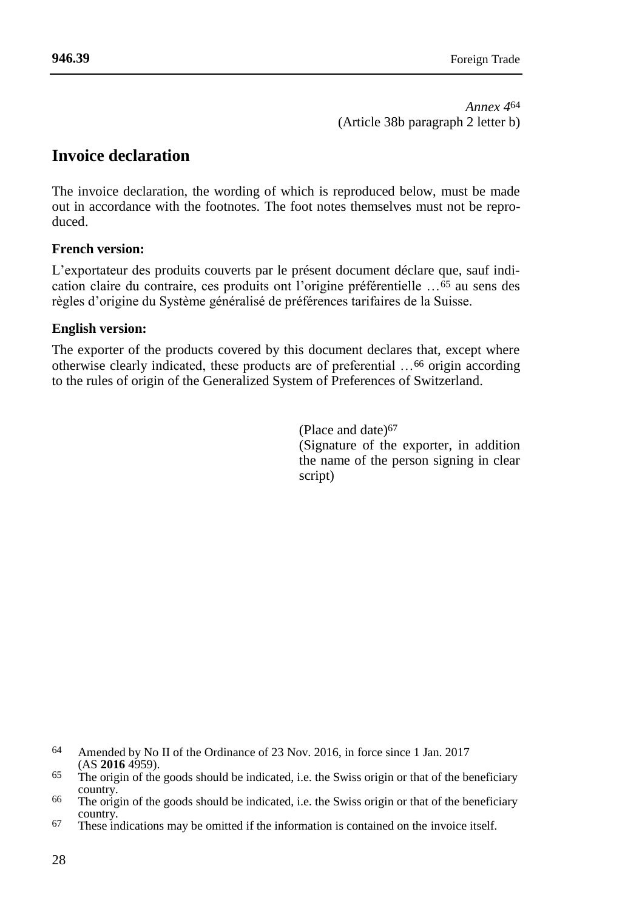*Annex 4*[64]
(Article 38b paragraph 2 letter b)

## Invoice declaration

The invoice declaration, the wording of which is reproduced below, must be made out in accordance with the footnotes. The foot notes themselves must not be reproduced.

**French version:**

L'exportateur des produits couverts par le présent document déclare que, sauf indication claire du contraire, ces produits ont l'origine préférentielle …[65] au sens des règles d'origine du Système généralisé de préférences tarifaires de la Suisse.

**English version:**

The exporter of the products covered by this document declares that, except where otherwise clearly indicated, these products are of preferential …[66] origin according to the rules of origin of the Generalized System of Preferences of Switzerland.

(Place and date)[67]
(Signature of the exporter, in addition the name of the person signing in clear script)

---

[64] Amended by No II of the Ordinance of 23 Nov. 2016, in force since 1 Jan. 2017 (AS **2016** 4959).

[65] The origin of the goods should be indicated, i.e. the Swiss origin or that of the beneficiary country.

[66] The origin of the goods should be indicated, i.e. the Swiss origin or that of the beneficiary country.

[67] These indications may be omitted if the information is contained on the invoice itself.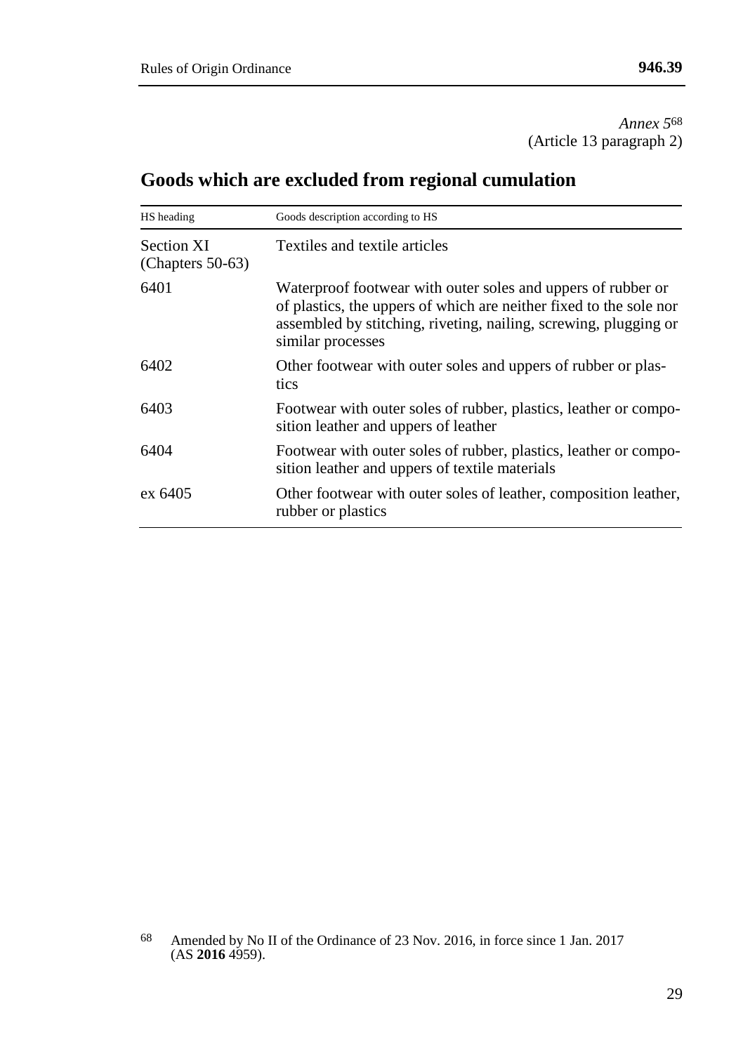*Annex 5*[68]
(Article 13 paragraph 2)

# Goods which are excluded from regional cumulation

| HS heading | Goods description according to HS |
| --- | --- |
| Section XI (Chapters 50-63) | Textiles and textile articles |
| 6401 | Waterproof footwear with outer soles and uppers of rubber or of plastics, the uppers of which are neither fixed to the sole nor assembled by stitching, riveting, nailing, screwing, plugging or similar processes |
| 6402 | Other footwear with outer soles and uppers of rubber or plastics |
| 6403 | Footwear with outer soles of rubber, plastics, leather or composition leather and uppers of leather |
| 6404 | Footwear with outer soles of rubber, plastics, leather or composition leather and uppers of textile materials |
| ex 6405 | Other footwear with outer soles of leather, composition leather, rubber or plastics |

[68] Amended by No II of the Ordinance of 23 Nov. 2016, in force since 1 Jan. 2017 (AS **2016** 4959).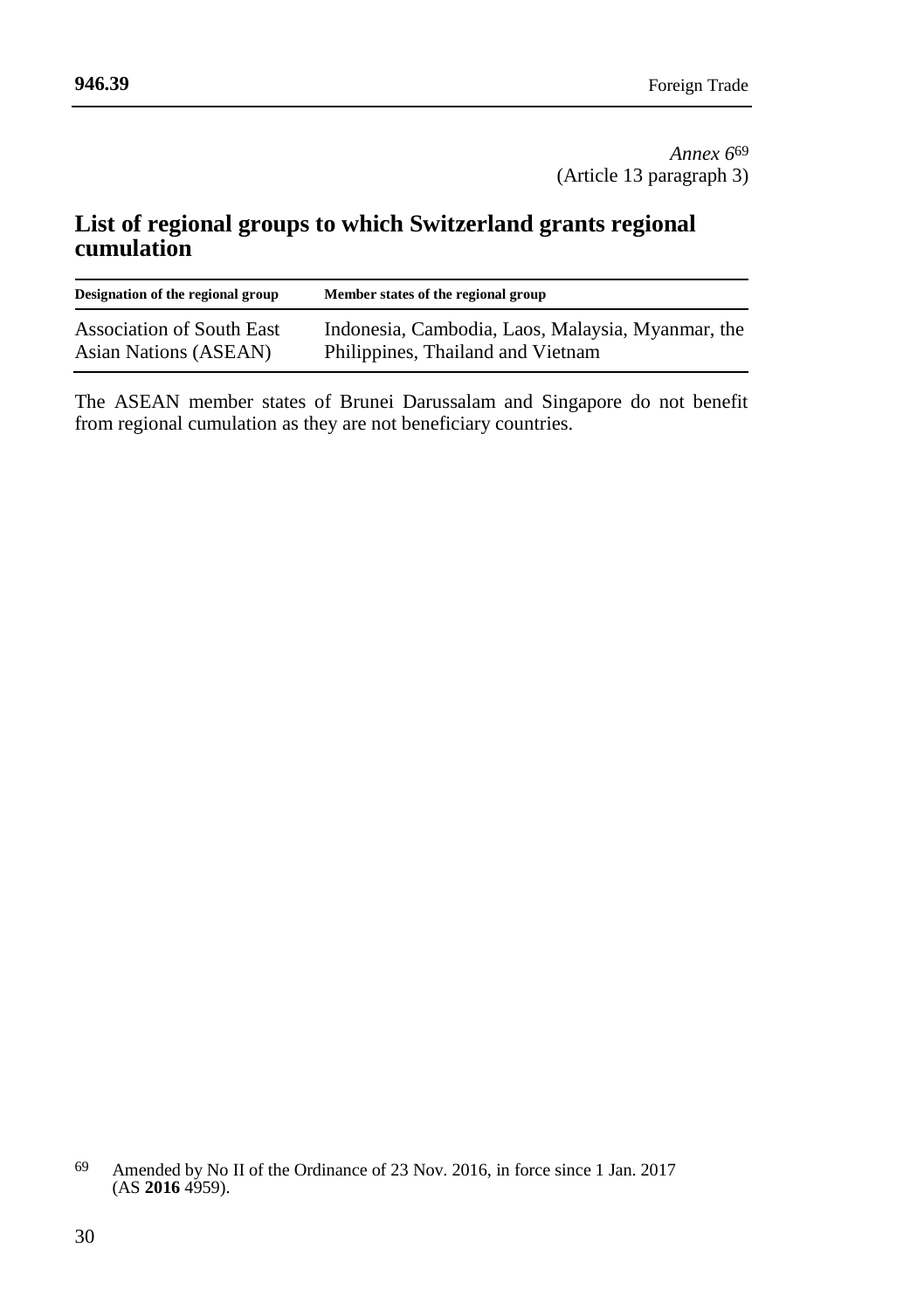*Annex 6*[69]
(Article 13 paragraph 3)

## List of regional groups to which Switzerland grants regional cumulation

| Designation of the regional group | Member states of the regional group |
|---|---|
| Association of South East Asian Nations (ASEAN) | Indonesia, Cambodia, Laos, Malaysia, Myanmar, the Philippines, Thailand and Vietnam |

The ASEAN member states of Brunei Darussalam and Singapore do not benefit from regional cumulation as they are not beneficiary countries.

[69] Amended by No II of the Ordinance of 23 Nov. 2016, in force since 1 Jan. 2017 (AS **2016** 4959).